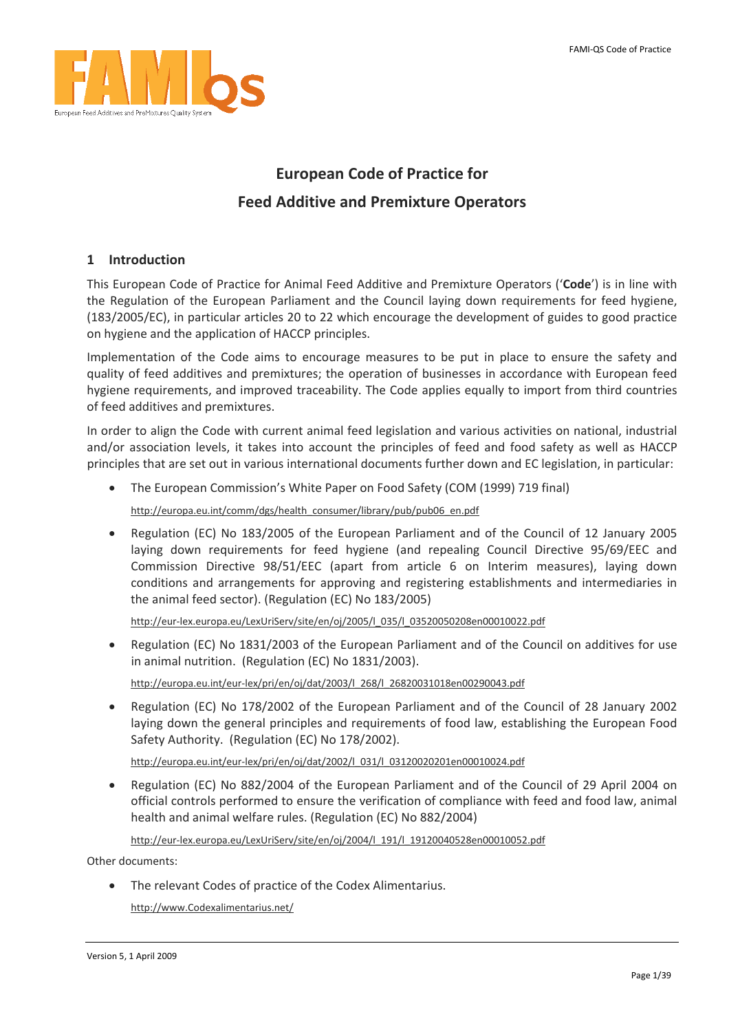# European Code of Practice for Feed Additive and Premixture Operators

## 1 Introduction

This European Code of Practice for Animal Feed Additive and Premixture Operators ('**Code**') is in line with the Regulation of the European Parliament and the Council laying down requirements for feed hygiene, (183/2005/EC), in particular articles 20 to 22 which encourage the development of guides to good practice on hygiene and the application of HACCP principles.

Implementation of the Code aims to encourage measures to be put in place to ensure the safety and quality of feed additives and premixtures; the operation of businesses in accordance with European feed hygiene requirements, and improved traceability. The Code applies equally to import from third countries of feed additives and premixtures.

In order to align the Code with current animal feed legislation and various activities on national, industrial and/or association levels, it takes into account the principles of feed and food safety as well as HACCP principles that are set out in various international documents further down and EC legislation, in particular:

- The European Commission's White Paper on Food Safety (COM (1999) 719 final)

  http://europa.eu.int/comm/dgs/health_consumer/library/pub/pub06_en.pdf

- Regulation (EC) No 183/2005 of the European Parliament and of the Council of 12 January 2005 laying down requirements for feed hygiene (and repealing Council Directive 95/69/EEC and Commission Directive 98/51/EEC (apart from article 6 on Interim measures), laying down conditions and arrangements for approving and registering establishments and intermediaries in the animal feed sector). (Regulation (EC) No 183/2005)

  http://eur-lex.europa.eu/LexUriServ/site/en/oj/2005/l_035/l_03520050208en00010022.pdf

- Regulation (EC) No 1831/2003 of the European Parliament and of the Council on additives for use in animal nutrition. (Regulation (EC) No 1831/2003).

  http://europa.eu.int/eur-lex/pri/en/oj/dat/2003/l_268/l_26820031018en00290043.pdf

- Regulation (EC) No 178/2002 of the European Parliament and of the Council of 28 January 2002 laying down the general principles and requirements of food law, establishing the European Food Safety Authority. (Regulation (EC) No 178/2002).

  http://europa.eu.int/eur-lex/pri/en/oj/dat/2002/l_031/l_03120020201en00010024.pdf

- Regulation (EC) No 882/2004 of the European Parliament and of the Council of 29 April 2004 on official controls performed to ensure the verification of compliance with feed and food law, animal health and animal welfare rules. (Regulation (EC) No 882/2004)

  http://eur-lex.europa.eu/LexUriServ/site/en/oj/2004/l_191/l_19120040528en00010052.pdf

Other documents:

- The relevant Codes of practice of the Codex Alimentarius.

  http://www.Codexalimentarius.net/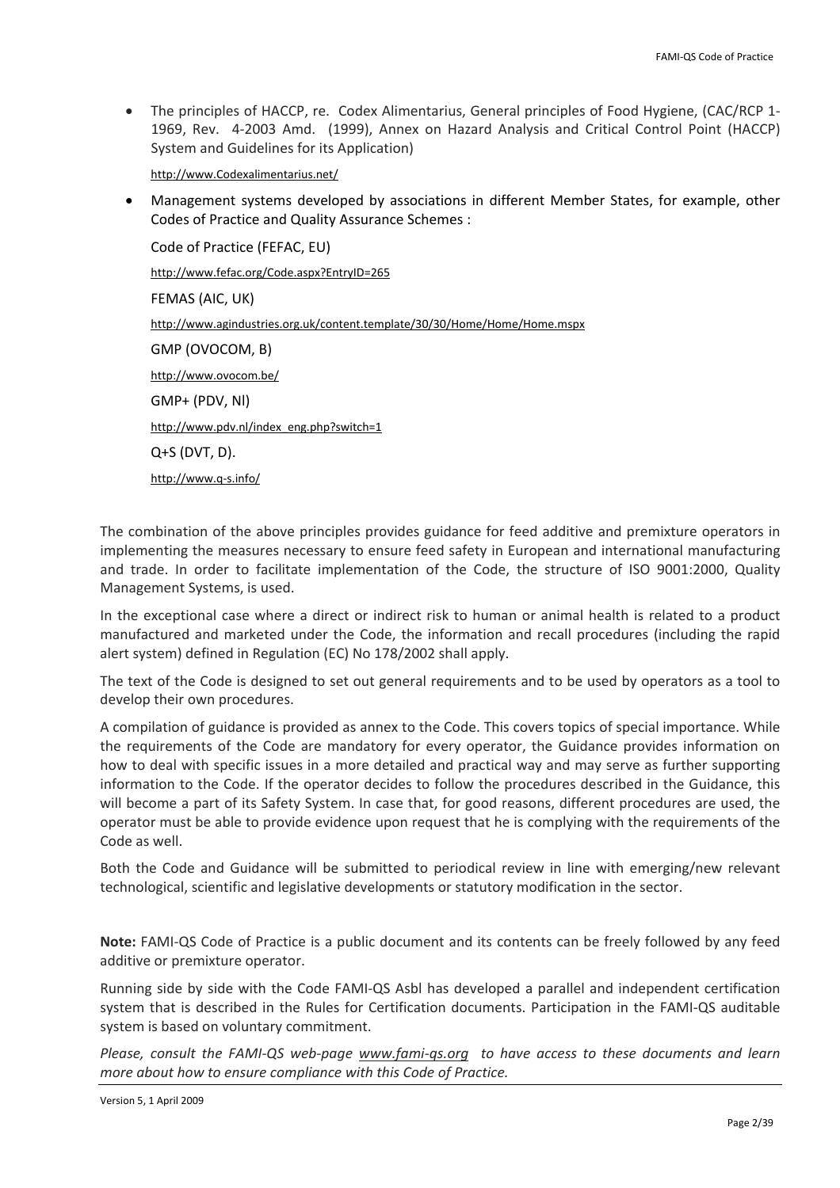- The principles of HACCP, re. Codex Alimentarius, General principles of Food Hygiene, (CAC/RCP 1-1969, Rev. 4-2003 Amd. (1999), Annex on Hazard Analysis and Critical Control Point (HACCP) System and Guidelines for its Application)

  http://www.Codexalimentarius.net/

- Management systems developed by associations in different Member States, for example, other Codes of Practice and Quality Assurance Schemes :

  Code of Practice (FEFAC, EU)

  http://www.fefac.org/Code.aspx?EntryID=265

  FEMAS (AIC, UK)

  http://www.agindustries.org.uk/content.template/30/30/Home/Home/Home.mspx

  GMP (OVOCOM, B)

  http://www.ovocom.be/

  GMP+ (PDV, Nl)

  http://www.pdv.nl/index_eng.php?switch=1

  Q+S (DVT, D).

  http://www.q-s.info/

The combination of the above principles provides guidance for feed additive and premixture operators in implementing the measures necessary to ensure feed safety in European and international manufacturing and trade. In order to facilitate implementation of the Code, the structure of ISO 9001:2000, Quality Management Systems, is used.

In the exceptional case where a direct or indirect risk to human or animal health is related to a product manufactured and marketed under the Code, the information and recall procedures (including the rapid alert system) defined in Regulation (EC) No 178/2002 shall apply.

The text of the Code is designed to set out general requirements and to be used by operators as a tool to develop their own procedures.

A compilation of guidance is provided as annex to the Code. This covers topics of special importance. While the requirements of the Code are mandatory for every operator, the Guidance provides information on how to deal with specific issues in a more detailed and practical way and may serve as further supporting information to the Code. If the operator decides to follow the procedures described in the Guidance, this will become a part of its Safety System. In case that, for good reasons, different procedures are used, the operator must be able to provide evidence upon request that he is complying with the requirements of the Code as well.

Both the Code and Guidance will be submitted to periodical review in line with emerging/new relevant technological, scientific and legislative developments or statutory modification in the sector.

**Note:** FAMI-QS Code of Practice is a public document and its contents can be freely followed by any feed additive or premixture operator.

Running side by side with the Code FAMI-QS Asbl has developed a parallel and independent certification system that is described in the Rules for Certification documents. Participation in the FAMI-QS auditable system is based on voluntary commitment.

*Please, consult the FAMI-QS web-page www.fami-qs.org to have access to these documents and learn more about how to ensure compliance with this Code of Practice.*

Version 5, 1 April 2009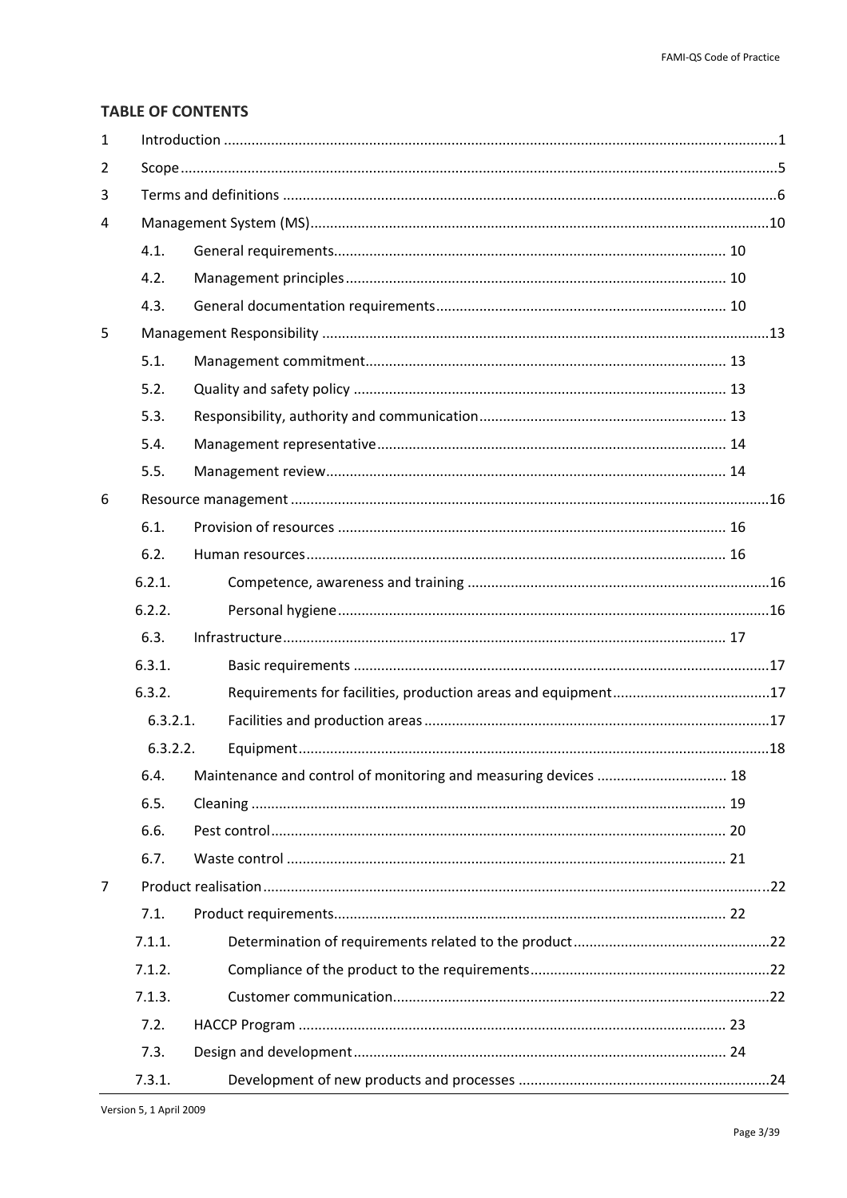**TABLE OF CONTENTS**

| | | |
|---|---|---|
| 1 | Introduction | 1 |
| 2 | Scope | 5 |
| 3 | Terms and definitions | 6 |
| 4 | Management System (MS) | 10 |
| 4.1. | General requirements | 10 |
| 4.2. | Management principles | 10 |
| 4.3. | General documentation requirements | 10 |
| 5 | Management Responsibility | 13 |
| 5.1. | Management commitment | 13 |
| 5.2. | Quality and safety policy | 13 |
| 5.3. | Responsibility, authority and communication | 13 |
| 5.4. | Management representative | 14 |
| 5.5. | Management review | 14 |
| 6 | Resource management | 16 |
| 6.1. | Provision of resources | 16 |
| 6.2. | Human resources | 16 |
| 6.2.1. | Competence, awareness and training | 16 |
| 6.2.2. | Personal hygiene | 16 |
| 6.3. | Infrastructure | 17 |
| 6.3.1. | Basic requirements | 17 |
| 6.3.2. | Requirements for facilities, production areas and equipment | 17 |
| 6.3.2.1. | Facilities and production areas | 17 |
| 6.3.2.2. | Equipment | 18 |
| 6.4. | Maintenance and control of monitoring and measuring devices | 18 |
| 6.5. | Cleaning | 19 |
| 6.6. | Pest control | 20 |
| 6.7. | Waste control | 21 |
| 7 | Product realisation | 22 |
| 7.1. | Product requirements | 22 |
| 7.1.1. | Determination of requirements related to the product | 22 |
| 7.1.2. | Compliance of the product to the requirements | 22 |
| 7.1.3. | Customer communication | 22 |
| 7.2. | HACCP Program | 23 |
| 7.3. | Design and development | 24 |
| 7.3.1. | Development of new products and processes | 24 |

Version 5, 1 April 2009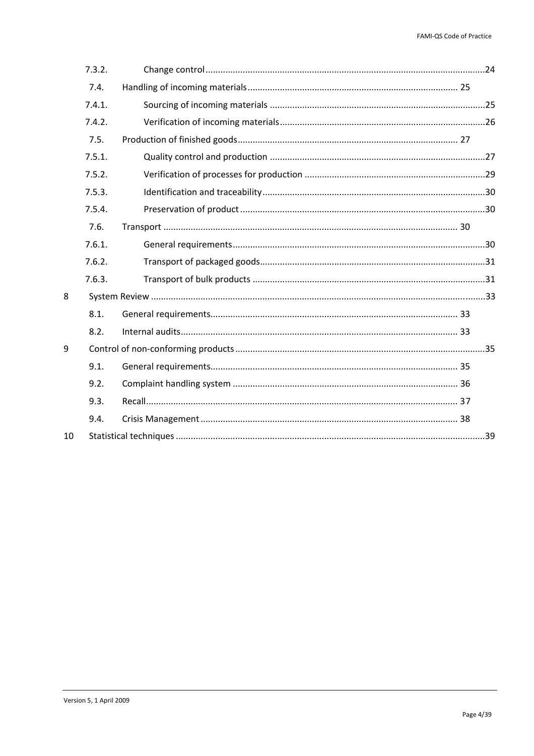| | | |
|---|---|---|
| 7.3.2. | Change control | 24 |
| 7.4. | Handling of incoming materials | 25 |
| 7.4.1. | Sourcing of incoming materials | 25 |
| 7.4.2. | Verification of incoming materials | 26 |
| 7.5. | Production of finished goods | 27 |
| 7.5.1. | Quality control and production | 27 |
| 7.5.2. | Verification of processes for production | 29 |
| 7.5.3. | Identification and traceability | 30 |
| 7.5.4. | Preservation of product | 30 |
| 7.6. | Transport | 30 |
| 7.6.1. | General requirements | 30 |
| 7.6.2. | Transport of packaged goods | 31 |
| 7.6.3. | Transport of bulk products | 31 |
| 8 | System Review | 33 |
| 8.1. | General requirements | 33 |
| 8.2. | Internal audits | 33 |
| 9 | Control of non-conforming products | 35 |
| 9.1. | General requirements | 35 |
| 9.2. | Complaint handling system | 36 |
| 9.3. | Recall | 37 |
| 9.4. | Crisis Management | 38 |
| 10 | Statistical techniques | 39 |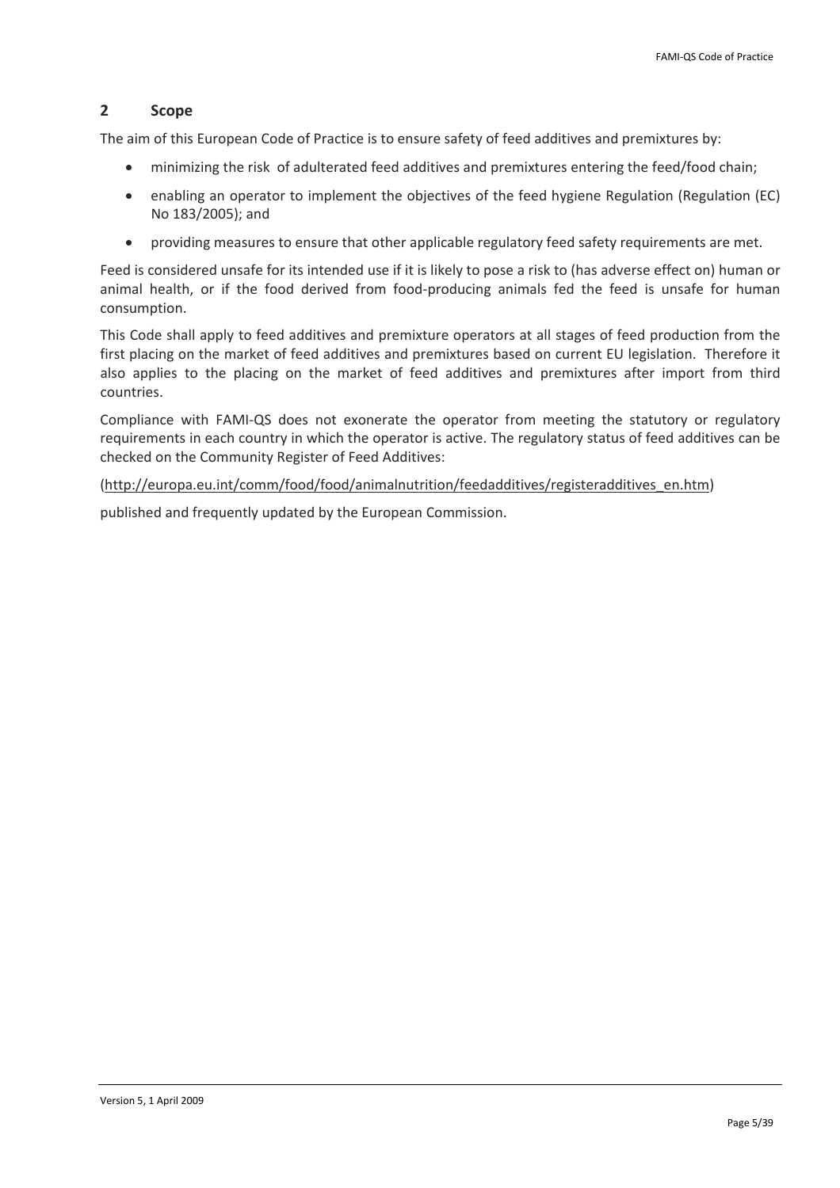## 2 Scope

The aim of this European Code of Practice is to ensure safety of feed additives and premixtures by:

- minimizing the risk of adulterated feed additives and premixtures entering the feed/food chain;
- enabling an operator to implement the objectives of the feed hygiene Regulation (Regulation (EC) No 183/2005); and
- providing measures to ensure that other applicable regulatory feed safety requirements are met.

Feed is considered unsafe for its intended use if it is likely to pose a risk to (has adverse effect on) human or animal health, or if the food derived from food-producing animals fed the feed is unsafe for human consumption.

This Code shall apply to feed additives and premixture operators at all stages of feed production from the first placing on the market of feed additives and premixtures based on current EU legislation. Therefore it also applies to the placing on the market of feed additives and premixtures after import from third countries.

Compliance with FAMI-QS does not exonerate the operator from meeting the statutory or regulatory requirements in each country in which the operator is active. The regulatory status of feed additives can be checked on the Community Register of Feed Additives:

(http://europa.eu.int/comm/food/food/animalnutrition/feedadditives/registeradditives_en.htm)

published and frequently updated by the European Commission.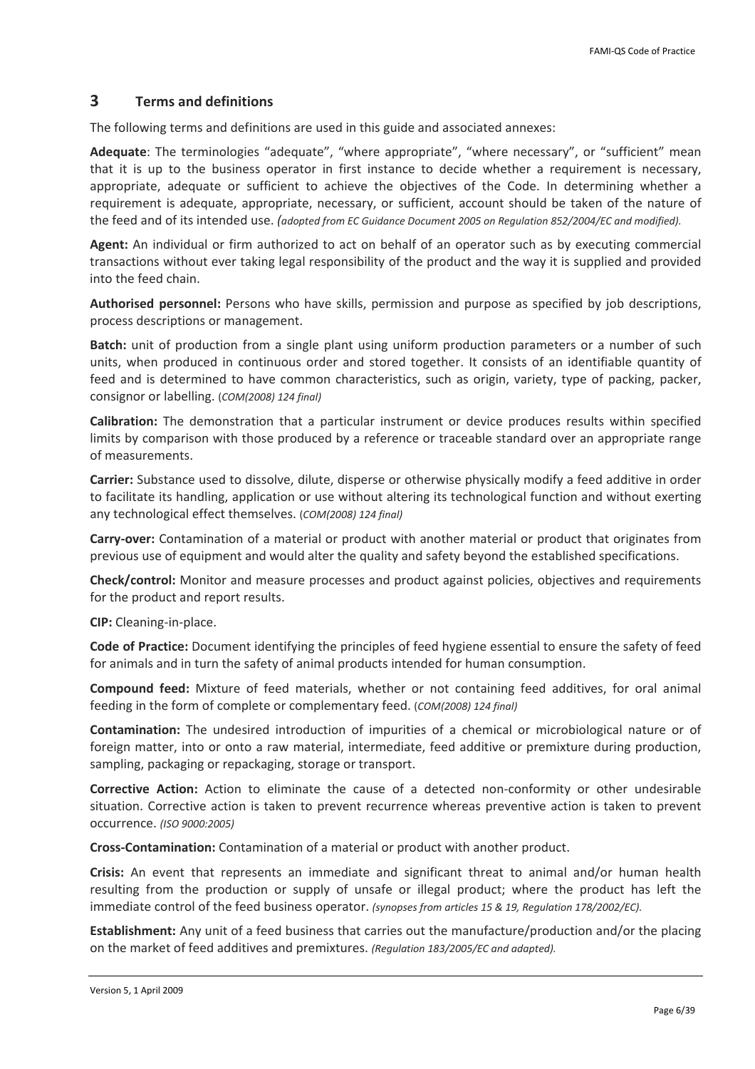## 3 Terms and definitions

The following terms and definitions are used in this guide and associated annexes:

**Adequate**: The terminologies "adequate", "where appropriate", "where necessary", or "sufficient" mean that it is up to the business operator in first instance to decide whether a requirement is necessary, appropriate, adequate or sufficient to achieve the objectives of the Code. In determining whether a requirement is adequate, appropriate, necessary, or sufficient, account should be taken of the nature of the feed and of its intended use. *(adopted from EC Guidance Document 2005 on Regulation 852/2004/EC and modified).*

**Agent:** An individual or firm authorized to act on behalf of an operator such as by executing commercial transactions without ever taking legal responsibility of the product and the way it is supplied and provided into the feed chain.

**Authorised personnel:** Persons who have skills, permission and purpose as specified by job descriptions, process descriptions or management.

**Batch:** unit of production from a single plant using uniform production parameters or a number of such units, when produced in continuous order and stored together. It consists of an identifiable quantity of feed and is determined to have common characteristics, such as origin, variety, type of packing, packer, consignor or labelling. (*COM(2008) 124 final)*

**Calibration:** The demonstration that a particular instrument or device produces results within specified limits by comparison with those produced by a reference or traceable standard over an appropriate range of measurements.

**Carrier:** Substance used to dissolve, dilute, disperse or otherwise physically modify a feed additive in order to facilitate its handling, application or use without altering its technological function and without exerting any technological effect themselves. (*COM(2008) 124 final)*

**Carry-over:** Contamination of a material or product with another material or product that originates from previous use of equipment and would alter the quality and safety beyond the established specifications.

**Check/control:** Monitor and measure processes and product against policies, objectives and requirements for the product and report results.

**CIP:** Cleaning-in-place.

**Code of Practice:** Document identifying the principles of feed hygiene essential to ensure the safety of feed for animals and in turn the safety of animal products intended for human consumption.

**Compound feed:** Mixture of feed materials, whether or not containing feed additives, for oral animal feeding in the form of complete or complementary feed. (*COM(2008) 124 final)*

**Contamination:** The undesired introduction of impurities of a chemical or microbiological nature or of foreign matter, into or onto a raw material, intermediate, feed additive or premixture during production, sampling, packaging or repackaging, storage or transport.

**Corrective Action:** Action to eliminate the cause of a detected non-conformity or other undesirable situation. Corrective action is taken to prevent recurrence whereas preventive action is taken to prevent occurrence. *(ISO 9000:2005)*

**Cross-Contamination:** Contamination of a material or product with another product.

**Crisis:** An event that represents an immediate and significant threat to animal and/or human health resulting from the production or supply of unsafe or illegal product; where the product has left the immediate control of the feed business operator. *(synopses from articles 15 & 19, Regulation 178/2002/EC).*

**Establishment:** Any unit of a feed business that carries out the manufacture/production and/or the placing on the market of feed additives and premixtures. *(Regulation 183/2005/EC and adapted).*

Version 5, 1 April 2009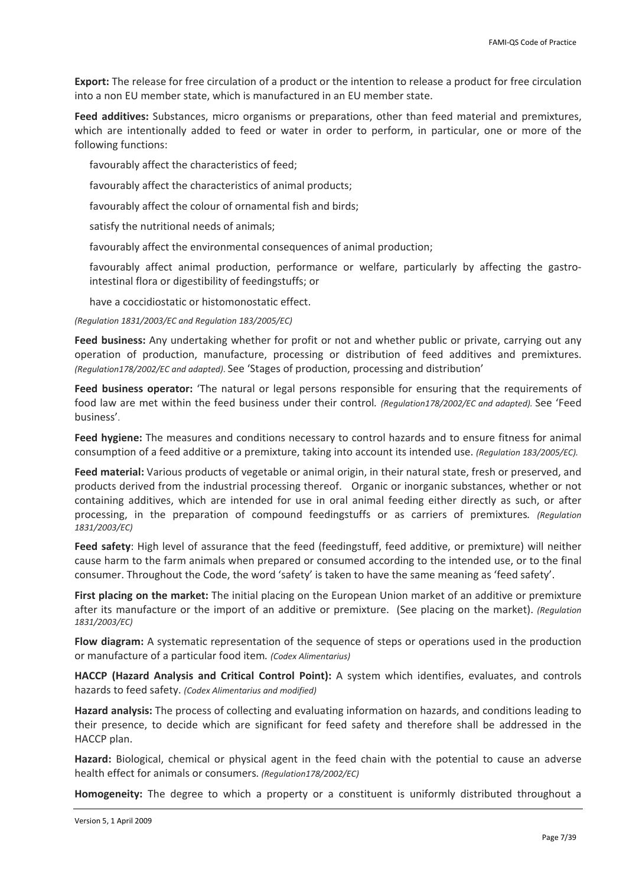**Export:** The release for free circulation of a product or the intention to release a product for free circulation into a non EU member state, which is manufactured in an EU member state.

**Feed additives:** Substances, micro organisms or preparations, other than feed material and premixtures, which are intentionally added to feed or water in order to perform, in particular, one or more of the following functions:

favourably affect the characteristics of feed;

favourably affect the characteristics of animal products;

favourably affect the colour of ornamental fish and birds;

satisfy the nutritional needs of animals;

favourably affect the environmental consequences of animal production;

favourably affect animal production, performance or welfare, particularly by affecting the gastro-intestinal flora or digestibility of feedingstuffs; or

have a coccidiostatic or histomonostatic effect.

*(Regulation 1831/2003/EC and Regulation 183/2005/EC)*

**Feed business:** Any undertaking whether for profit or not and whether public or private, carrying out any operation of production, manufacture, processing or distribution of feed additives and premixtures. *(Regulation178/2002/EC and adapted)*. See 'Stages of production, processing and distribution'

**Feed business operator:** 'The natural or legal persons responsible for ensuring that the requirements of food law are met within the feed business under their control. *(Regulation178/2002/EC and adapted).* See 'Feed business'.

**Feed hygiene:** The measures and conditions necessary to control hazards and to ensure fitness for animal consumption of a feed additive or a premixture, taking into account its intended use. *(Regulation 183/2005/EC).*

**Feed material:** Various products of vegetable or animal origin, in their natural state, fresh or preserved, and products derived from the industrial processing thereof. Organic or inorganic substances, whether or not containing additives, which are intended for use in oral animal feeding either directly as such, or after processing, in the preparation of compound feedingstuffs or as carriers of premixtures. *(Regulation 1831/2003/EC)*

**Feed safety**: High level of assurance that the feed (feedingstuff, feed additive, or premixture) will neither cause harm to the farm animals when prepared or consumed according to the intended use, or to the final consumer. Throughout the Code, the word 'safety' is taken to have the same meaning as 'feed safety'.

**First placing on the market:** The initial placing on the European Union market of an additive or premixture after its manufacture or the import of an additive or premixture. (See placing on the market). *(Regulation 1831/2003/EC)*

**Flow diagram:** A systematic representation of the sequence of steps or operations used in the production or manufacture of a particular food item. *(Codex Alimentarius)*

**HACCP (Hazard Analysis and Critical Control Point):** A system which identifies, evaluates, and controls hazards to feed safety. *(Codex Alimentarius and modified)*

**Hazard analysis:** The process of collecting and evaluating information on hazards, and conditions leading to their presence, to decide which are significant for feed safety and therefore shall be addressed in the HACCP plan.

**Hazard:** Biological, chemical or physical agent in the feed chain with the potential to cause an adverse health effect for animals or consumers. *(Regulation178/2002/EC)*

**Homogeneity:** The degree to which a property or a constituent is uniformly distributed throughout a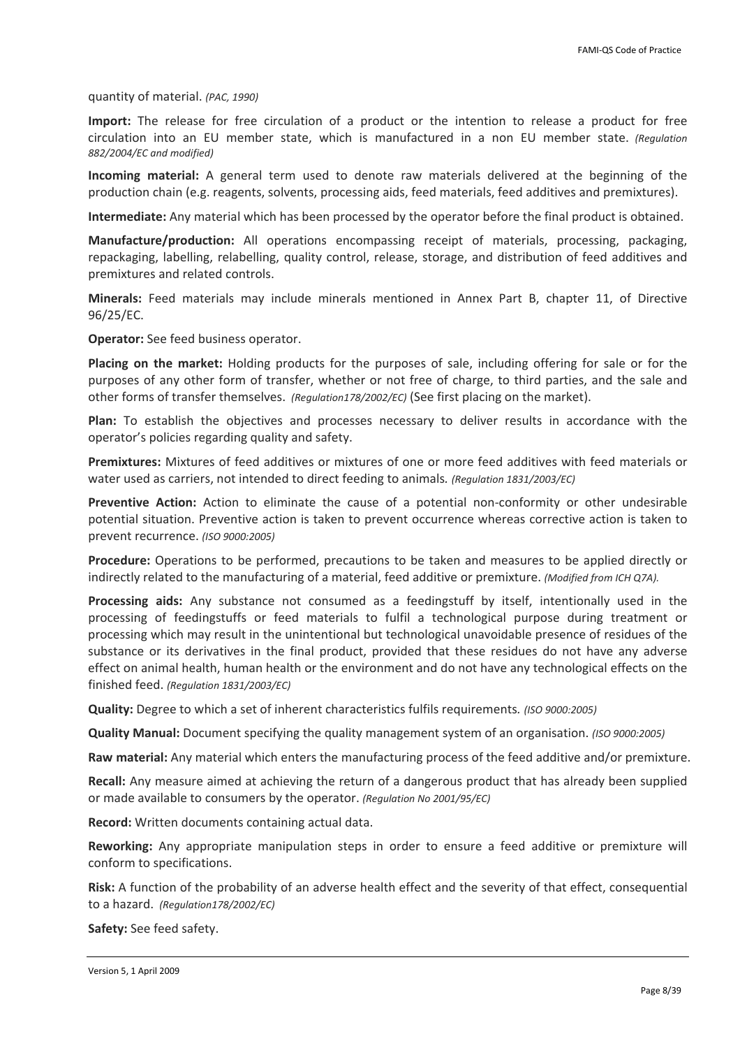quantity of material. *(PAC, 1990)*

**Import:** The release for free circulation of a product or the intention to release a product for free circulation into an EU member state, which is manufactured in a non EU member state. *(Regulation 882/2004/EC and modified)*

**Incoming material:** A general term used to denote raw materials delivered at the beginning of the production chain (e.g. reagents, solvents, processing aids, feed materials, feed additives and premixtures).

**Intermediate:** Any material which has been processed by the operator before the final product is obtained.

**Manufacture/production:** All operations encompassing receipt of materials, processing, packaging, repackaging, labelling, relabelling, quality control, release, storage, and distribution of feed additives and premixtures and related controls.

**Minerals:** Feed materials may include minerals mentioned in Annex Part B, chapter 11, of Directive 96/25/EC.

**Operator:** See feed business operator.

**Placing on the market:** Holding products for the purposes of sale, including offering for sale or for the purposes of any other form of transfer, whether or not free of charge, to third parties, and the sale and other forms of transfer themselves. *(Regulation178/2002/EC)* (See first placing on the market).

**Plan:** To establish the objectives and processes necessary to deliver results in accordance with the operator's policies regarding quality and safety.

**Premixtures:** Mixtures of feed additives or mixtures of one or more feed additives with feed materials or water used as carriers, not intended to direct feeding to animals. *(Regulation 1831/2003/EC)*

**Preventive Action:** Action to eliminate the cause of a potential non-conformity or other undesirable potential situation. Preventive action is taken to prevent occurrence whereas corrective action is taken to prevent recurrence. *(ISO 9000:2005)*

**Procedure:** Operations to be performed, precautions to be taken and measures to be applied directly or indirectly related to the manufacturing of a material, feed additive or premixture. *(Modified from ICH Q7A).*

**Processing aids:** Any substance not consumed as a feedingstuff by itself, intentionally used in the processing of feedingstuffs or feed materials to fulfil a technological purpose during treatment or processing which may result in the unintentional but technological unavoidable presence of residues of the substance or its derivatives in the final product, provided that these residues do not have any adverse effect on animal health, human health or the environment and do not have any technological effects on the finished feed. *(Regulation 1831/2003/EC)*

**Quality:** Degree to which a set of inherent characteristics fulfils requirements. *(ISO 9000:2005)*

**Quality Manual:** Document specifying the quality management system of an organisation. *(ISO 9000:2005)*

**Raw material:** Any material which enters the manufacturing process of the feed additive and/or premixture.

**Recall:** Any measure aimed at achieving the return of a dangerous product that has already been supplied or made available to consumers by the operator. *(Regulation No 2001/95/EC)*

**Record:** Written documents containing actual data.

**Reworking:** Any appropriate manipulation steps in order to ensure a feed additive or premixture will conform to specifications.

**Risk:** A function of the probability of an adverse health effect and the severity of that effect, consequential to a hazard. *(Regulation178/2002/EC)*

**Safety:** See feed safety.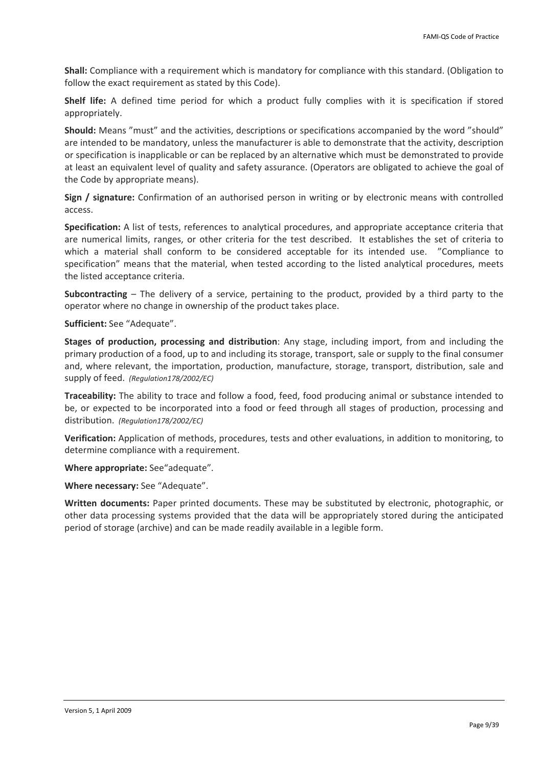**Shall:** Compliance with a requirement which is mandatory for compliance with this standard. (Obligation to follow the exact requirement as stated by this Code).

**Shelf life:** A defined time period for which a product fully complies with it is specification if stored appropriately.

**Should:** Means ”must” and the activities, descriptions or specifications accompanied by the word ”should” are intended to be mandatory, unless the manufacturer is able to demonstrate that the activity, description or specification is inapplicable or can be replaced by an alternative which must be demonstrated to provide at least an equivalent level of quality and safety assurance. (Operators are obligated to achieve the goal of the Code by appropriate means).

**Sign / signature:** Confirmation of an authorised person in writing or by electronic means with controlled access.

**Specification:** A list of tests, references to analytical procedures, and appropriate acceptance criteria that are numerical limits, ranges, or other criteria for the test described. It establishes the set of criteria to which a material shall conform to be considered acceptable for its intended use. ”Compliance to specification” means that the material, when tested according to the listed analytical procedures, meets the listed acceptance criteria.

**Subcontracting** – The delivery of a service, pertaining to the product, provided by a third party to the operator where no change in ownership of the product takes place.

**Sufficient:** See “Adequate”.

**Stages of production, processing and distribution**: Any stage, including import, from and including the primary production of a food, up to and including its storage, transport, sale or supply to the final consumer and, where relevant, the importation, production, manufacture, storage, transport, distribution, sale and supply of feed. *(Regulation178/2002/EC)*

**Traceability:** The ability to trace and follow a food, feed, food producing animal or substance intended to be, or expected to be incorporated into a food or feed through all stages of production, processing and distribution. *(Regulation178/2002/EC)*

**Verification:** Application of methods, procedures, tests and other evaluations, in addition to monitoring, to determine compliance with a requirement.

**Where appropriate:** See“adequate”.

**Where necessary:** See “Adequate”.

**Written documents:** Paper printed documents. These may be substituted by electronic, photographic, or other data processing systems provided that the data will be appropriately stored during the anticipated period of storage (archive) and can be made readily available in a legible form.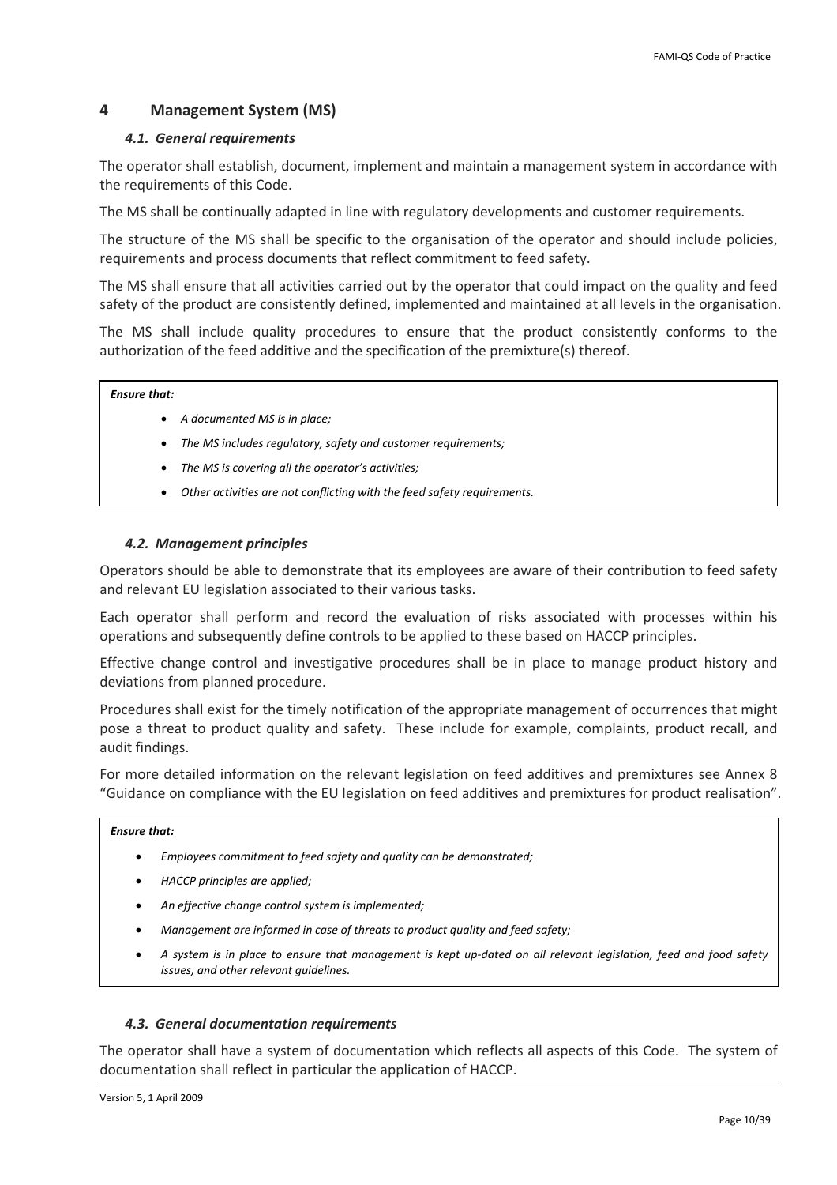## 4 Management System (MS)

### *4.1. General requirements*

The operator shall establish, document, implement and maintain a management system in accordance with the requirements of this Code.

The MS shall be continually adapted in line with regulatory developments and customer requirements.

The structure of the MS shall be specific to the organisation of the operator and should include policies, requirements and process documents that reflect commitment to feed safety.

The MS shall ensure that all activities carried out by the operator that could impact on the quality and feed safety of the product are consistently defined, implemented and maintained at all levels in the organisation.

The MS shall include quality procedures to ensure that the product consistently conforms to the authorization of the feed additive and the specification of the premixture(s) thereof.

> ***Ensure that:***
>
> - *A documented MS is in place;*
> - *The MS includes regulatory, safety and customer requirements;*
> - *The MS is covering all the operator's activities;*
> - *Other activities are not conflicting with the feed safety requirements.*

### *4.2. Management principles*

Operators should be able to demonstrate that its employees are aware of their contribution to feed safety and relevant EU legislation associated to their various tasks.

Each operator shall perform and record the evaluation of risks associated with processes within his operations and subsequently define controls to be applied to these based on HACCP principles.

Effective change control and investigative procedures shall be in place to manage product history and deviations from planned procedure.

Procedures shall exist for the timely notification of the appropriate management of occurrences that might pose a threat to product quality and safety. These include for example, complaints, product recall, and audit findings.

For more detailed information on the relevant legislation on feed additives and premixtures see Annex 8 "Guidance on compliance with the EU legislation on feed additives and premixtures for product realisation".

> ***Ensure that:***
>
> - *Employees commitment to feed safety and quality can be demonstrated;*
> - *HACCP principles are applied;*
> - *An effective change control system is implemented;*
> - *Management are informed in case of threats to product quality and feed safety;*
> - *A system is in place to ensure that management is kept up-dated on all relevant legislation, feed and food safety issues, and other relevant guidelines.*

### *4.3. General documentation requirements*

The operator shall have a system of documentation which reflects all aspects of this Code. The system of documentation shall reflect in particular the application of HACCP.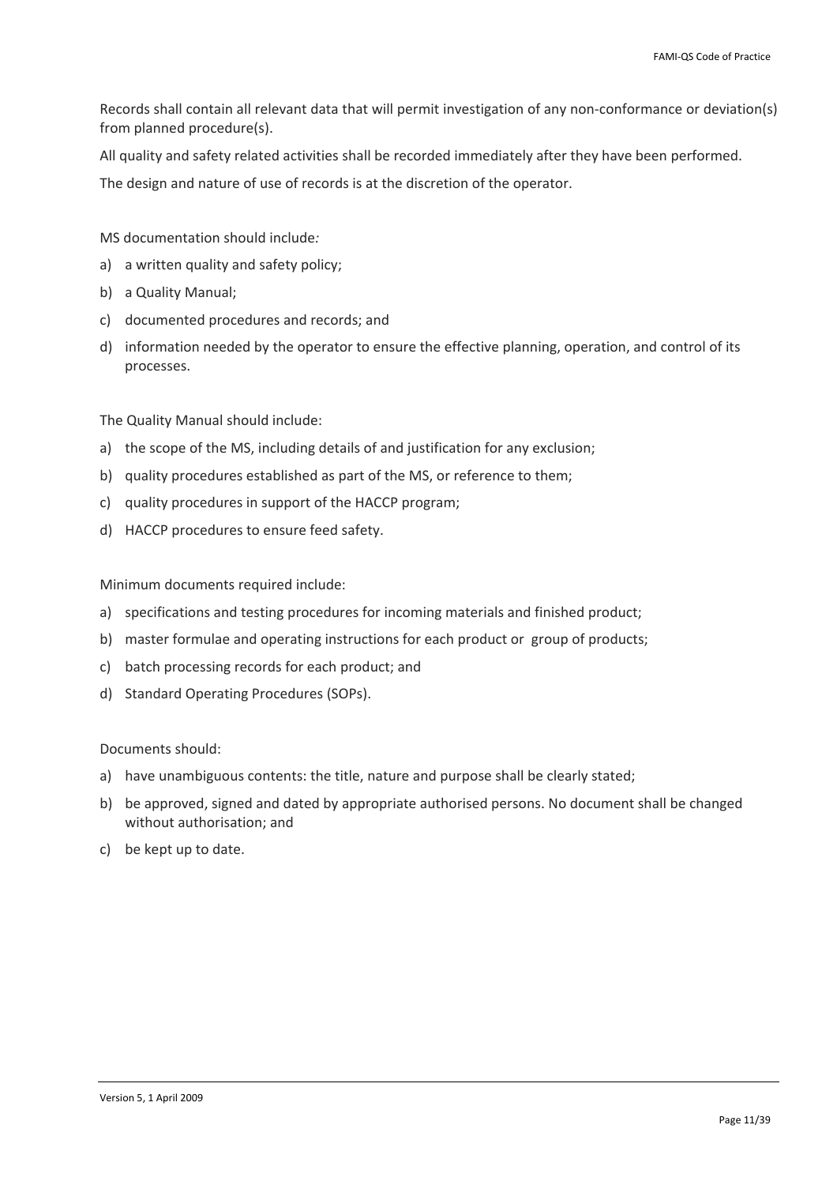Records shall contain all relevant data that will permit investigation of any non-conformance or deviation(s) from planned procedure(s).

All quality and safety related activities shall be recorded immediately after they have been performed.

The design and nature of use of records is at the discretion of the operator.

MS documentation should include*:*

a) a written quality and safety policy;

b) a Quality Manual;

c) documented procedures and records; and

d) information needed by the operator to ensure the effective planning, operation, and control of its processes.

The Quality Manual should include:

a) the scope of the MS, including details of and justification for any exclusion;

b) quality procedures established as part of the MS, or reference to them;

c) quality procedures in support of the HACCP program;

d) HACCP procedures to ensure feed safety.

Minimum documents required include:

a) specifications and testing procedures for incoming materials and finished product;

b) master formulae and operating instructions for each product or group of products;

c) batch processing records for each product; and

d) Standard Operating Procedures (SOPs).

Documents should:

a) have unambiguous contents: the title, nature and purpose shall be clearly stated;

b) be approved, signed and dated by appropriate authorised persons. No document shall be changed without authorisation; and

c) be kept up to date.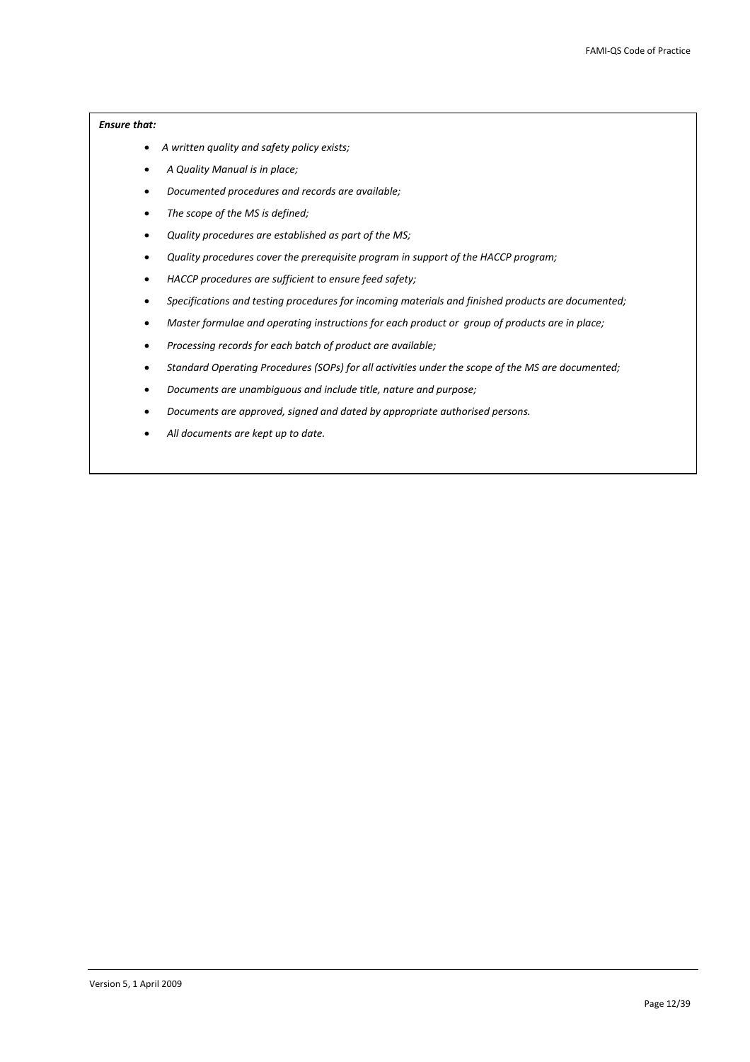***Ensure that:***

- *A written quality and safety policy exists;*
- *A Quality Manual is in place;*
- *Documented procedures and records are available;*
- *The scope of the MS is defined;*
- *Quality procedures are established as part of the MS;*
- *Quality procedures cover the prerequisite program in support of the HACCP program;*
- *HACCP procedures are sufficient to ensure feed safety;*
- *Specifications and testing procedures for incoming materials and finished products are documented;*
- *Master formulae and operating instructions for each product or group of products are in place;*
- *Processing records for each batch of product are available;*
- *Standard Operating Procedures (SOPs) for all activities under the scope of the MS are documented;*
- *Documents are unambiguous and include title, nature and purpose;*
- *Documents are approved, signed and dated by appropriate authorised persons.*
- *All documents are kept up to date.*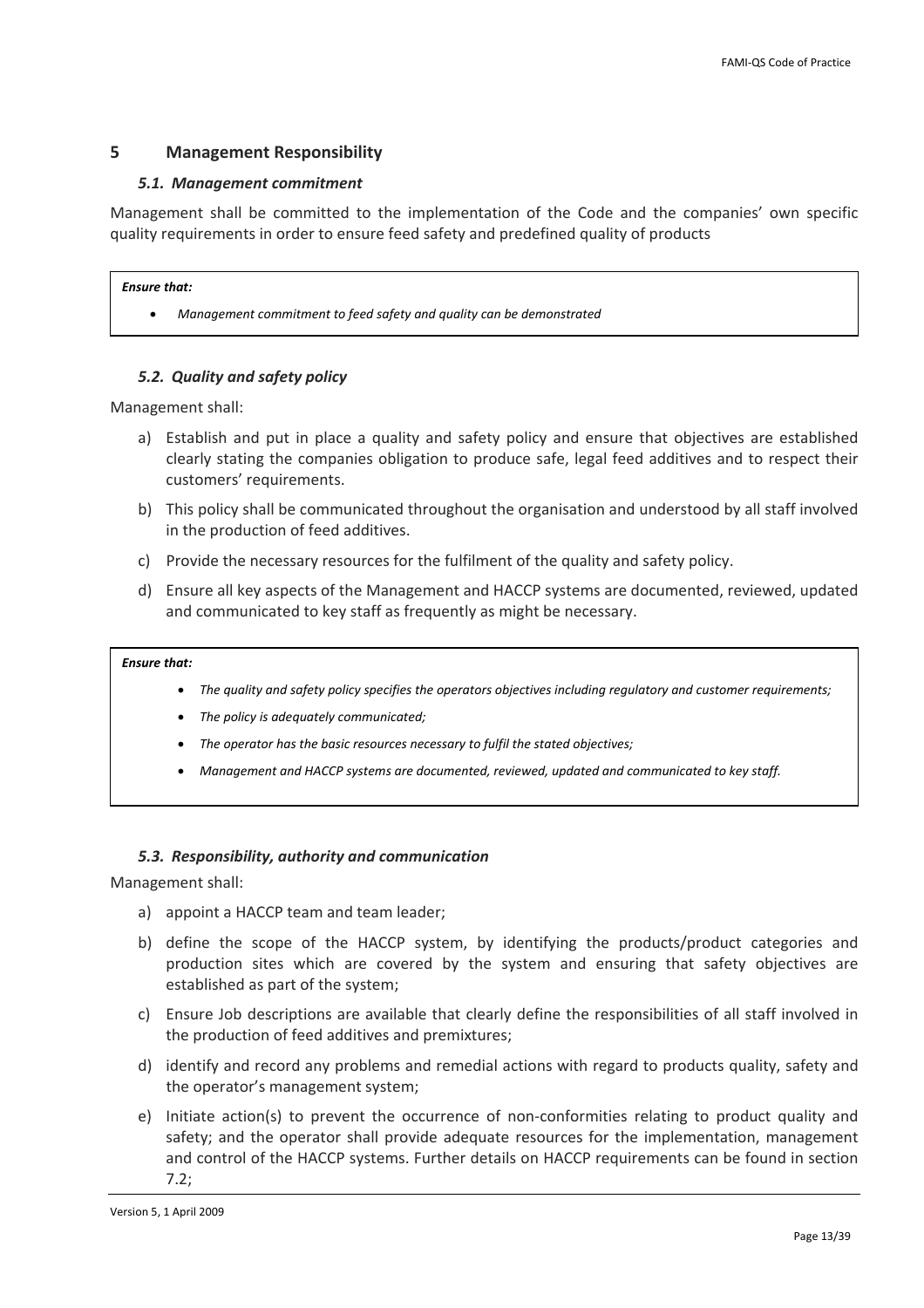## 5 Management Responsibility

### *5.1. Management commitment*

Management shall be committed to the implementation of the Code and the companies' own specific quality requirements in order to ensure feed safety and predefined quality of products

> ***Ensure that:***
>
> - *Management commitment to feed safety and quality can be demonstrated*

### *5.2. Quality and safety policy*

Management shall:

a) Establish and put in place a quality and safety policy and ensure that objectives are established clearly stating the companies obligation to produce safe, legal feed additives and to respect their customers' requirements.

b) This policy shall be communicated throughout the organisation and understood by all staff involved in the production of feed additives.

c) Provide the necessary resources for the fulfilment of the quality and safety policy.

d) Ensure all key aspects of the Management and HACCP systems are documented, reviewed, updated and communicated to key staff as frequently as might be necessary.

> ***Ensure that:***
>
> - *The quality and safety policy specifies the operators objectives including regulatory and customer requirements;*
> - *The policy is adequately communicated;*
> - *The operator has the basic resources necessary to fulfil the stated objectives;*
> - *Management and HACCP systems are documented, reviewed, updated and communicated to key staff.*

### *5.3. Responsibility, authority and communication*

Management shall:

a) appoint a HACCP team and team leader;

b) define the scope of the HACCP system, by identifying the products/product categories and production sites which are covered by the system and ensuring that safety objectives are established as part of the system;

c) Ensure Job descriptions are available that clearly define the responsibilities of all staff involved in the production of feed additives and premixtures;

d) identify and record any problems and remedial actions with regard to products quality, safety and the operator's management system;

e) Initiate action(s) to prevent the occurrence of non-conformities relating to product quality and safety; and the operator shall provide adequate resources for the implementation, management and control of the HACCP systems. Further details on HACCP requirements can be found in section 7.2;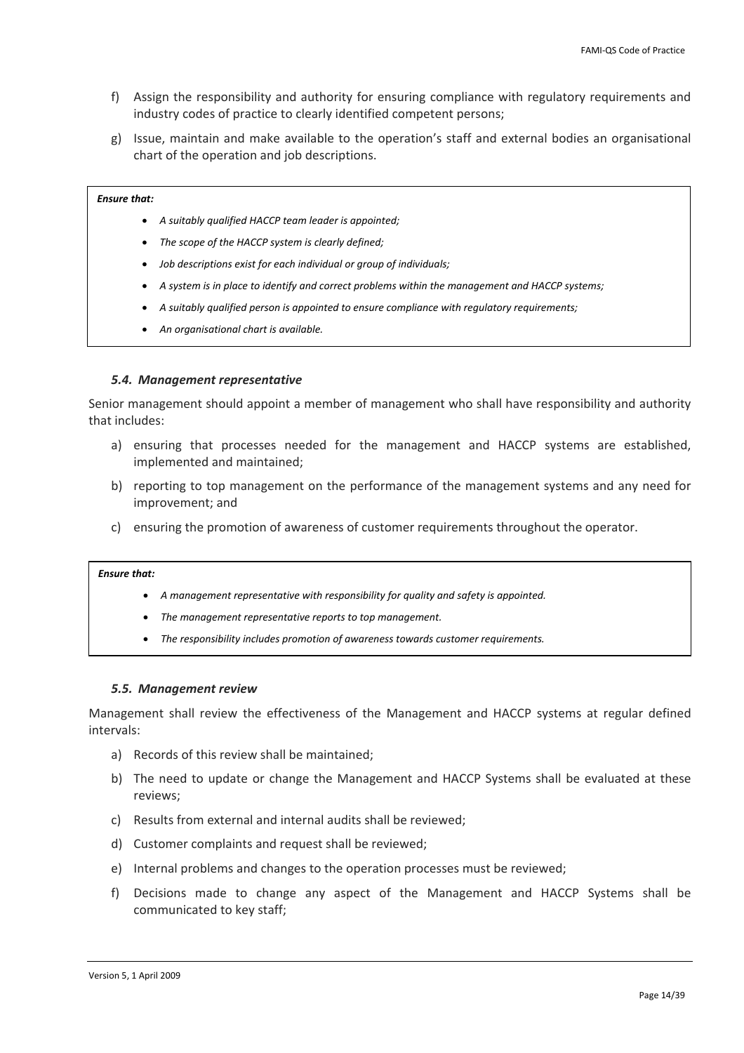f) Assign the responsibility and authority for ensuring compliance with regulatory requirements and industry codes of practice to clearly identified competent persons;

g) Issue, maintain and make available to the operation's staff and external bodies an organisational chart of the operation and job descriptions.

> ***Ensure that:***
>
> - *A suitably qualified HACCP team leader is appointed;*
> - *The scope of the HACCP system is clearly defined;*
> - *Job descriptions exist for each individual or group of individuals;*
> - *A system is in place to identify and correct problems within the management and HACCP systems;*
> - *A suitably qualified person is appointed to ensure compliance with regulatory requirements;*
> - *An organisational chart is available.*

### *5.4. Management representative*

Senior management should appoint a member of management who shall have responsibility and authority that includes:

a) ensuring that processes needed for the management and HACCP systems are established, implemented and maintained;

b) reporting to top management on the performance of the management systems and any need for improvement; and

c) ensuring the promotion of awareness of customer requirements throughout the operator.

> ***Ensure that:***
>
> - *A management representative with responsibility for quality and safety is appointed.*
> - *The management representative reports to top management.*
> - *The responsibility includes promotion of awareness towards customer requirements.*

### *5.5. Management review*

Management shall review the effectiveness of the Management and HACCP systems at regular defined intervals:

a) Records of this review shall be maintained;

b) The need to update or change the Management and HACCP Systems shall be evaluated at these reviews;

c) Results from external and internal audits shall be reviewed;

d) Customer complaints and request shall be reviewed;

e) Internal problems and changes to the operation processes must be reviewed;

f) Decisions made to change any aspect of the Management and HACCP Systems shall be communicated to key staff;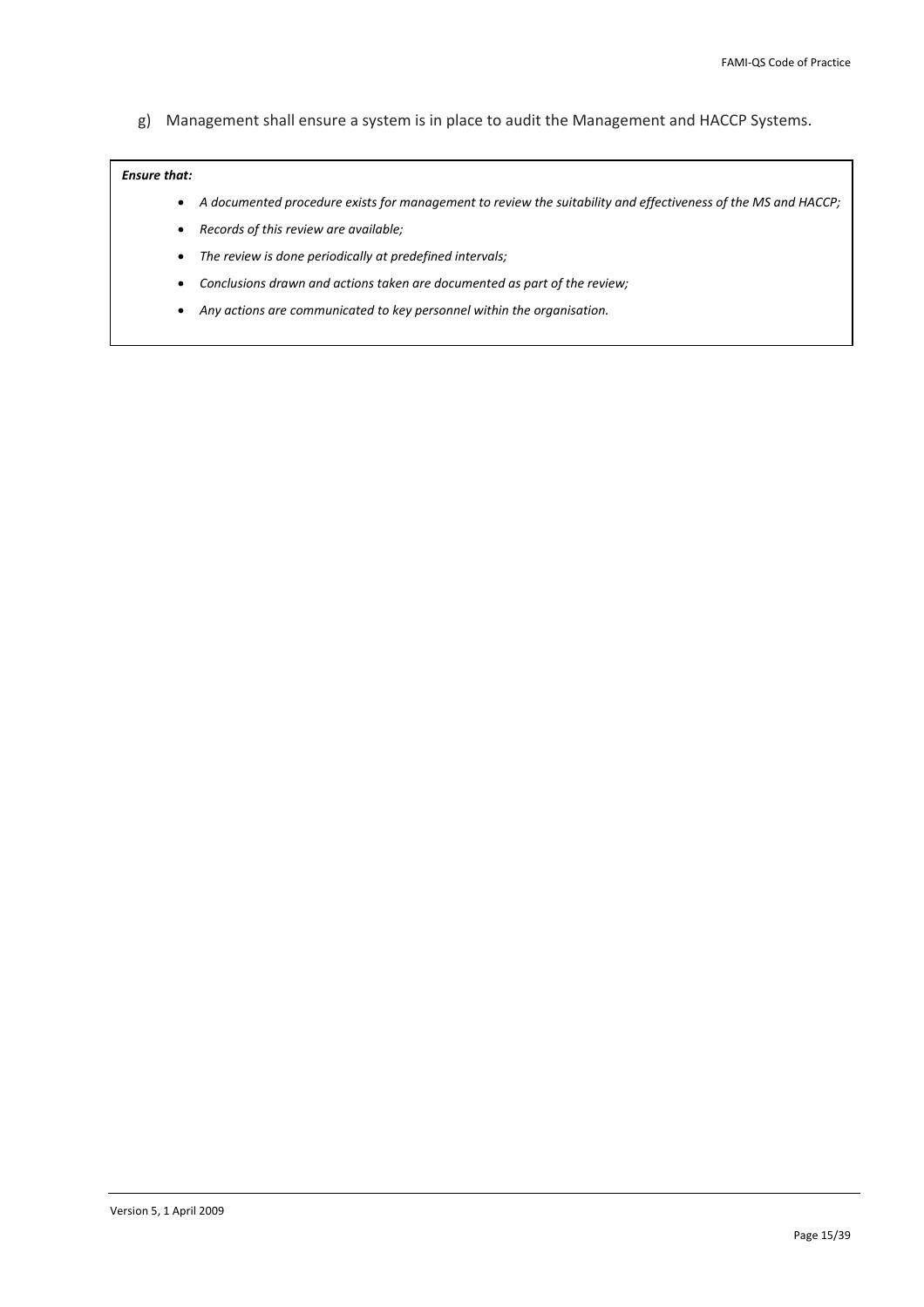g) Management shall ensure a system is in place to audit the Management and HACCP Systems.

***Ensure that:***

- *A documented procedure exists for management to review the suitability and effectiveness of the MS and HACCP;*
- *Records of this review are available;*
- *The review is done periodically at predefined intervals;*
- *Conclusions drawn and actions taken are documented as part of the review;*
- *Any actions are communicated to key personnel within the organisation.*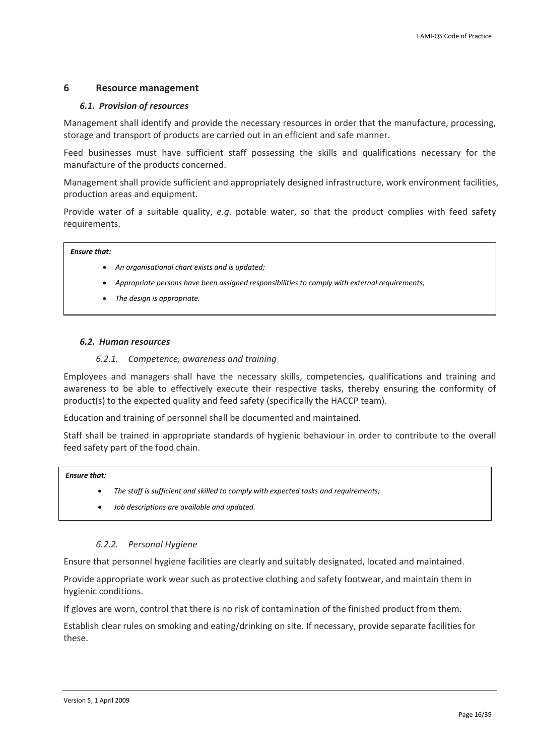# 6 Resource management

## *6.1. Provision of resources*

Management shall identify and provide the necessary resources in order that the manufacture, processing, storage and transport of products are carried out in an efficient and safe manner.

Feed businesses must have sufficient staff possessing the skills and qualifications necessary for the manufacture of the products concerned.

Management shall provide sufficient and appropriately designed infrastructure, work environment facilities, production areas and equipment.

Provide water of a suitable quality, *e.g*. potable water, so that the product complies with feed safety requirements.

> ***Ensure that:***
>
> - *An organisational chart exists and is updated;*
> - *Appropriate persons have been assigned responsibilities to comply with external requirements;*
> - *The design is appropriate.*

## *6.2. Human resources*

### *6.2.1. Competence, awareness and training*

Employees and managers shall have the necessary skills, competencies, qualifications and training and awareness to be able to effectively execute their respective tasks, thereby ensuring the conformity of product(s) to the expected quality and feed safety (specifically the HACCP team).

Education and training of personnel shall be documented and maintained.

Staff shall be trained in appropriate standards of hygienic behaviour in order to contribute to the overall feed safety part of the food chain.

> ***Ensure that:***
>
> - *The staff is sufficient and skilled to comply with expected tasks and requirements;*
> - *Job descriptions are available and updated.*

### *6.2.2. Personal Hygiene*

Ensure that personnel hygiene facilities are clearly and suitably designated, located and maintained.

Provide appropriate work wear such as protective clothing and safety footwear, and maintain them in hygienic conditions.

If gloves are worn, control that there is no risk of contamination of the finished product from them.

Establish clear rules on smoking and eating/drinking on site. If necessary, provide separate facilities for these.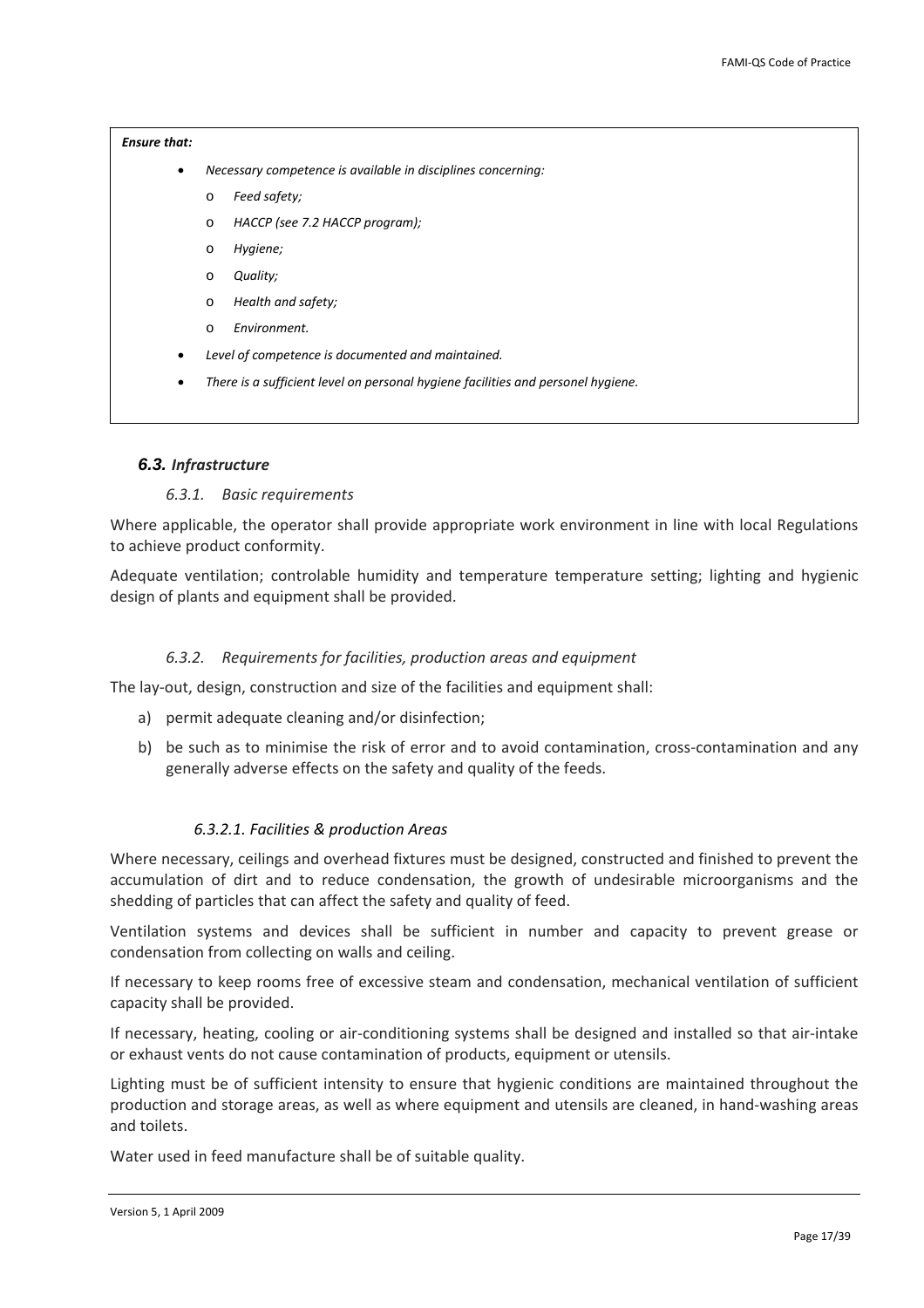> ***Ensure that:***
>
> - *Necessary competence is available in disciplines concerning:*
>   - *Feed safety;*
>   - *HACCP (see 7.2 HACCP program);*
>   - *Hygiene;*
>   - *Quality;*
>   - *Health and safety;*
>   - *Environment.*
> - *Level of competence is documented and maintained.*
> - *There is a sufficient level on personal hygiene facilities and personel hygiene.*

## *6.3. Infrastructure*

### *6.3.1. Basic requirements*

Where applicable, the operator shall provide appropriate work environment in line with local Regulations to achieve product conformity.

Adequate ventilation; controlable humidity and temperature temperature setting; lighting and hygienic design of plants and equipment shall be provided.

### *6.3.2. Requirements for facilities, production areas and equipment*

The lay-out, design, construction and size of the facilities and equipment shall:

a) permit adequate cleaning and/or disinfection;
b) be such as to minimise the risk of error and to avoid contamination, cross-contamination and any generally adverse effects on the safety and quality of the feeds.

#### *6.3.2.1. Facilities & production Areas*

Where necessary, ceilings and overhead fixtures must be designed, constructed and finished to prevent the accumulation of dirt and to reduce condensation, the growth of undesirable microorganisms and the shedding of particles that can affect the safety and quality of feed.

Ventilation systems and devices shall be sufficient in number and capacity to prevent grease or condensation from collecting on walls and ceiling.

If necessary to keep rooms free of excessive steam and condensation, mechanical ventilation of sufficient capacity shall be provided.

If necessary, heating, cooling or air-conditioning systems shall be designed and installed so that air-intake or exhaust vents do not cause contamination of products, equipment or utensils.

Lighting must be of sufficient intensity to ensure that hygienic conditions are maintained throughout the production and storage areas, as well as where equipment and utensils are cleaned, in hand-washing areas and toilets.

Water used in feed manufacture shall be of suitable quality.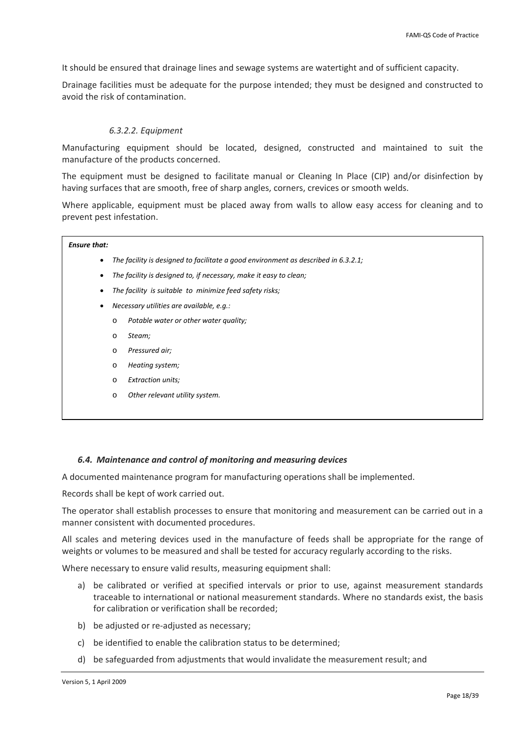It should be ensured that drainage lines and sewage systems are watertight and of sufficient capacity.

Drainage facilities must be adequate for the purpose intended; they must be designed and constructed to avoid the risk of contamination.

##### *6.3.2.2. Equipment*

Manufacturing equipment should be located, designed, constructed and maintained to suit the manufacture of the products concerned.

The equipment must be designed to facilitate manual or Cleaning In Place (CIP) and/or disinfection by having surfaces that are smooth, free of sharp angles, corners, crevices or smooth welds.

Where applicable, equipment must be placed away from walls to allow easy access for cleaning and to prevent pest infestation.

> ***Ensure that:***
>
> - *The facility is designed to facilitate a good environment as described in 6.3.2.1;*
> - *The facility is designed to, if necessary, make it easy to clean;*
> - *The facility is suitable to minimize feed safety risks;*
> - *Necessary utilities are available, e.g.:*
>     - *Potable water or other water quality;*
>     - *Steam;*
>     - *Pressured air;*
>     - *Heating system;*
>     - *Extraction units;*
>     - *Other relevant utility system.*

### *6.4. Maintenance and control of monitoring and measuring devices*

A documented maintenance program for manufacturing operations shall be implemented.

Records shall be kept of work carried out.

The operator shall establish processes to ensure that monitoring and measurement can be carried out in a manner consistent with documented procedures.

All scales and metering devices used in the manufacture of feeds shall be appropriate for the range of weights or volumes to be measured and shall be tested for accuracy regularly according to the risks.

Where necessary to ensure valid results, measuring equipment shall:

a) be calibrated or verified at specified intervals or prior to use, against measurement standards traceable to international or national measurement standards. Where no standards exist, the basis for calibration or verification shall be recorded;

b) be adjusted or re-adjusted as necessary;

c) be identified to enable the calibration status to be determined;

d) be safeguarded from adjustments that would invalidate the measurement result; and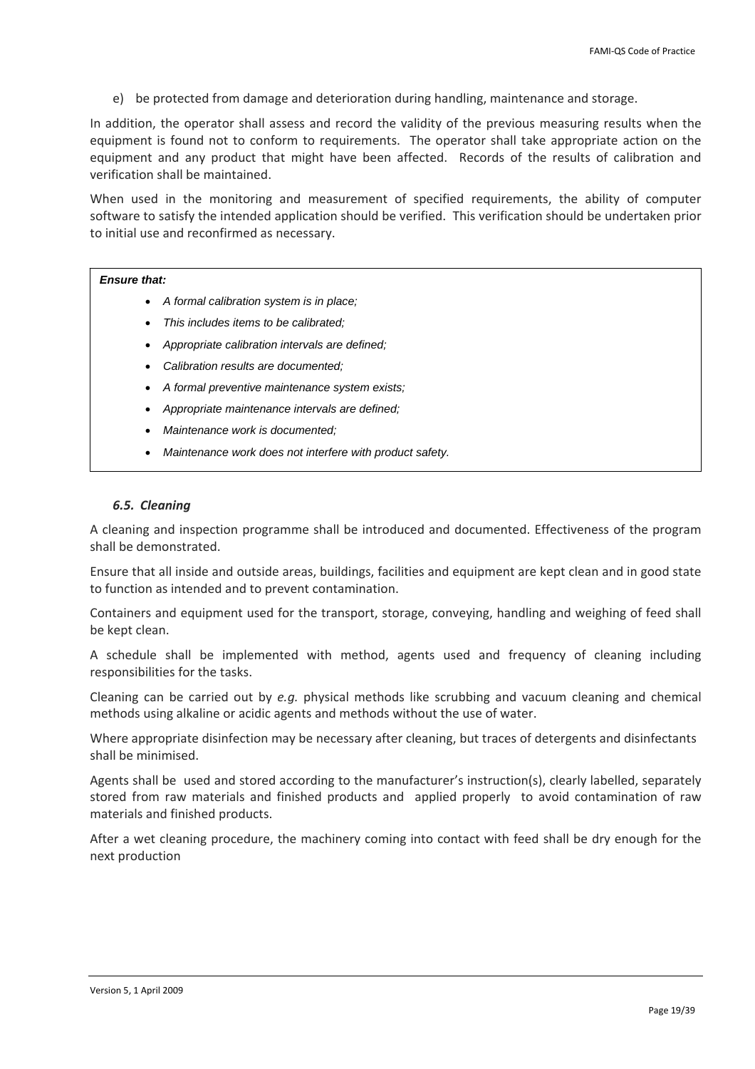e) be protected from damage and deterioration during handling, maintenance and storage.

In addition, the operator shall assess and record the validity of the previous measuring results when the equipment is found not to conform to requirements. The operator shall take appropriate action on the equipment and any product that might have been affected. Records of the results of calibration and verification shall be maintained.

When used in the monitoring and measurement of specified requirements, the ability of computer software to satisfy the intended application should be verified. This verification should be undertaken prior to initial use and reconfirmed as necessary.

***Ensure that:***

- *A formal calibration system is in place;*
- *This includes items to be calibrated;*
- *Appropriate calibration intervals are defined;*
- *Calibration results are documented;*
- *A formal preventive maintenance system exists;*
- *Appropriate maintenance intervals are defined;*
- *Maintenance work is documented;*
- *Maintenance work does not interfere with product safety.*

### *6.5. Cleaning*

A cleaning and inspection programme shall be introduced and documented. Effectiveness of the program shall be demonstrated.

Ensure that all inside and outside areas, buildings, facilities and equipment are kept clean and in good state to function as intended and to prevent contamination.

Containers and equipment used for the transport, storage, conveying, handling and weighing of feed shall be kept clean.

A schedule shall be implemented with method, agents used and frequency of cleaning including responsibilities for the tasks.

Cleaning can be carried out by *e.g.* physical methods like scrubbing and vacuum cleaning and chemical methods using alkaline or acidic agents and methods without the use of water.

Where appropriate disinfection may be necessary after cleaning, but traces of detergents and disinfectants shall be minimised.

Agents shall be used and stored according to the manufacturer's instruction(s), clearly labelled, separately stored from raw materials and finished products and applied properly to avoid contamination of raw materials and finished products.

After a wet cleaning procedure, the machinery coming into contact with feed shall be dry enough for the next production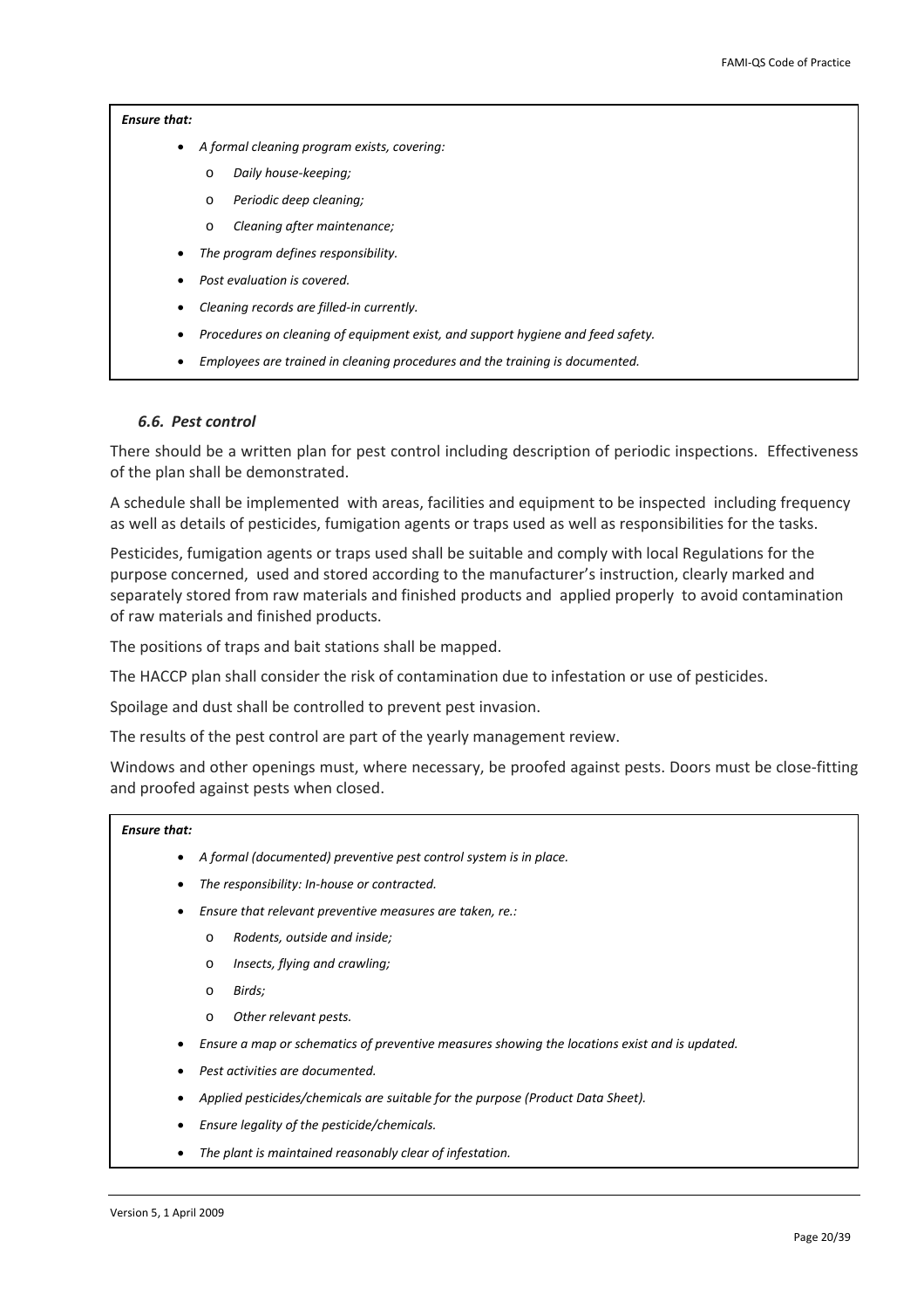***Ensure that:***

- *A formal cleaning program exists, covering:*
  - *Daily house-keeping;*
  - *Periodic deep cleaning;*
  - *Cleaning after maintenance;*
- *The program defines responsibility.*
- *Post evaluation is covered.*
- *Cleaning records are filled-in currently.*
- *Procedures on cleaning of equipment exist, and support hygiene and feed safety.*
- *Employees are trained in cleaning procedures and the training is documented.*

### *6.6. Pest control*

There should be a written plan for pest control including description of periodic inspections. Effectiveness of the plan shall be demonstrated.

A schedule shall be implemented with areas, facilities and equipment to be inspected including frequency as well as details of pesticides, fumigation agents or traps used as well as responsibilities for the tasks.

Pesticides, fumigation agents or traps used shall be suitable and comply with local Regulations for the purpose concerned, used and stored according to the manufacturer's instruction, clearly marked and separately stored from raw materials and finished products and applied properly to avoid contamination of raw materials and finished products.

The positions of traps and bait stations shall be mapped.

The HACCP plan shall consider the risk of contamination due to infestation or use of pesticides.

Spoilage and dust shall be controlled to prevent pest invasion.

The results of the pest control are part of the yearly management review.

Windows and other openings must, where necessary, be proofed against pests. Doors must be close-fitting and proofed against pests when closed.

***Ensure that:***

- *A formal (documented) preventive pest control system is in place.*
- *The responsibility: In-house or contracted.*
- *Ensure that relevant preventive measures are taken, re.:*
  - *Rodents, outside and inside;*
  - *Insects, flying and crawling;*
  - *Birds;*
  - *Other relevant pests.*
- *Ensure a map or schematics of preventive measures showing the locations exist and is updated.*
- *Pest activities are documented.*
- *Applied pesticides/chemicals are suitable for the purpose (Product Data Sheet).*
- *Ensure legality of the pesticide/chemicals.*
- *The plant is maintained reasonably clear of infestation.*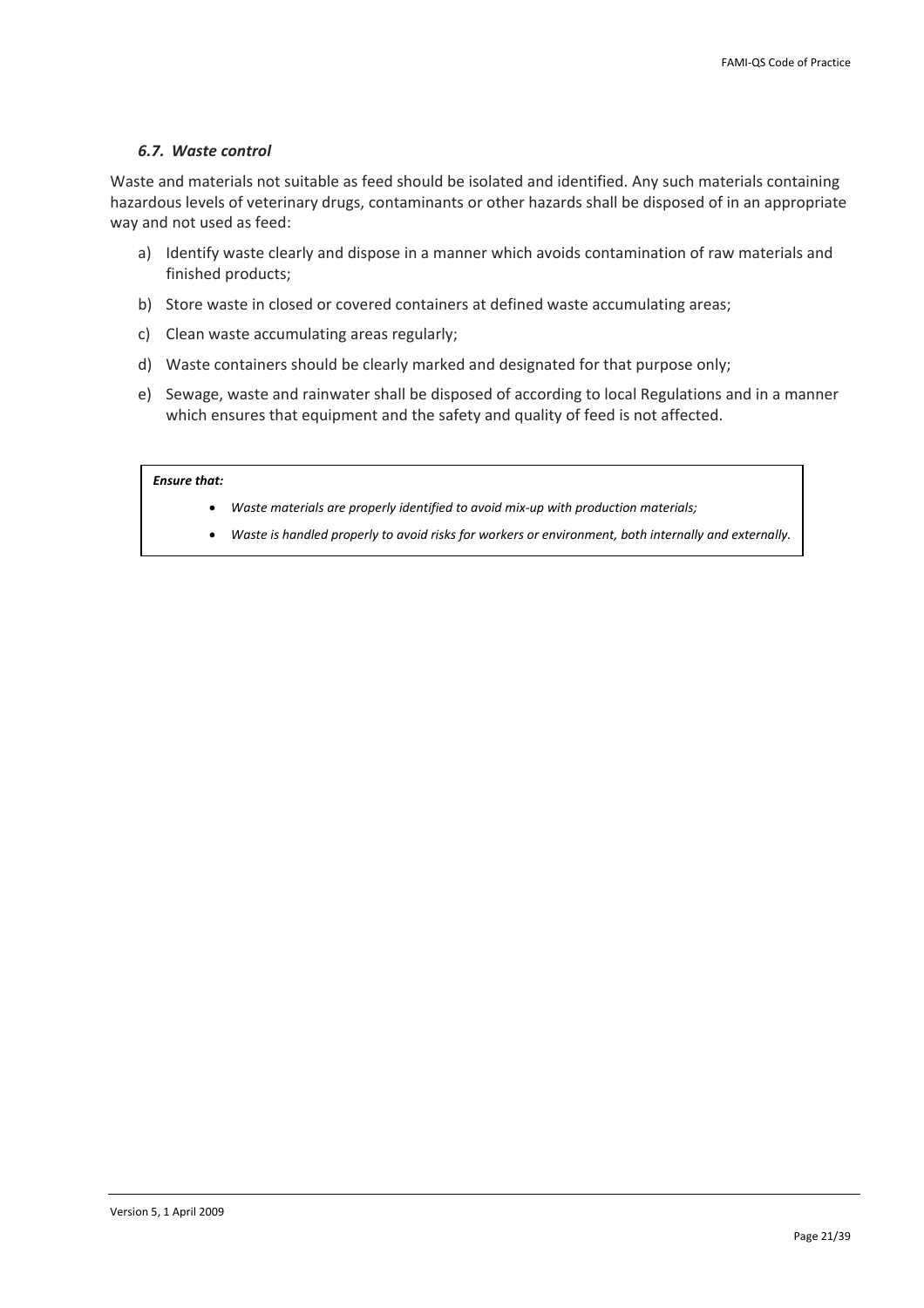### *6.7. Waste control*

Waste and materials not suitable as feed should be isolated and identified. Any such materials containing hazardous levels of veterinary drugs, contaminants or other hazards shall be disposed of in an appropriate way and not used as feed:

a) Identify waste clearly and dispose in a manner which avoids contamination of raw materials and finished products;
b) Store waste in closed or covered containers at defined waste accumulating areas;
c) Clean waste accumulating areas regularly;
d) Waste containers should be clearly marked and designated for that purpose only;
e) Sewage, waste and rainwater shall be disposed of according to local Regulations and in a manner which ensures that equipment and the safety and quality of feed is not affected.

> ***Ensure that:***
>
> - *Waste materials are properly identified to avoid mix-up with production materials;*
> - *Waste is handled properly to avoid risks for workers or environment, both internally and externally.*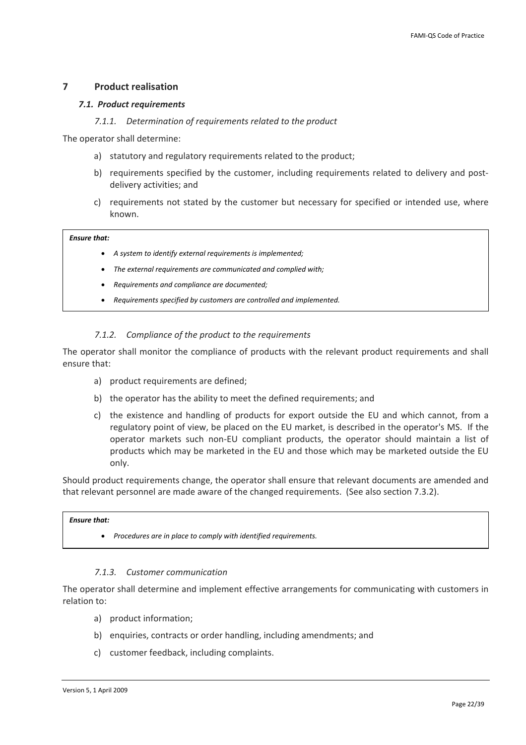# 7 Product realisation

## *7.1. Product requirements*

### *7.1.1. Determination of requirements related to the product*

The operator shall determine:

a) statutory and regulatory requirements related to the product;

b) requirements specified by the customer, including requirements related to delivery and post-delivery activities; and

c) requirements not stated by the customer but necessary for specified or intended use, where known.

> ***Ensure that:***
>
> - *A system to identify external requirements is implemented;*
> - *The external requirements are communicated and complied with;*
> - *Requirements and compliance are documented;*
> - *Requirements specified by customers are controlled and implemented.*

### *7.1.2. Compliance of the product to the requirements*

The operator shall monitor the compliance of products with the relevant product requirements and shall ensure that:

a) product requirements are defined;

b) the operator has the ability to meet the defined requirements; and

c) the existence and handling of products for export outside the EU and which cannot, from a regulatory point of view, be placed on the EU market, is described in the operator's MS. If the operator markets such non-EU compliant products, the operator should maintain a list of products which may be marketed in the EU and those which may be marketed outside the EU only.

Should product requirements change, the operator shall ensure that relevant documents are amended and that relevant personnel are made aware of the changed requirements. (See also section 7.3.2).

> ***Ensure that:***
>
> - *Procedures are in place to comply with identified requirements.*

### *7.1.3. Customer communication*

The operator shall determine and implement effective arrangements for communicating with customers in relation to:

a) product information;

b) enquiries, contracts or order handling, including amendments; and

c) customer feedback, including complaints.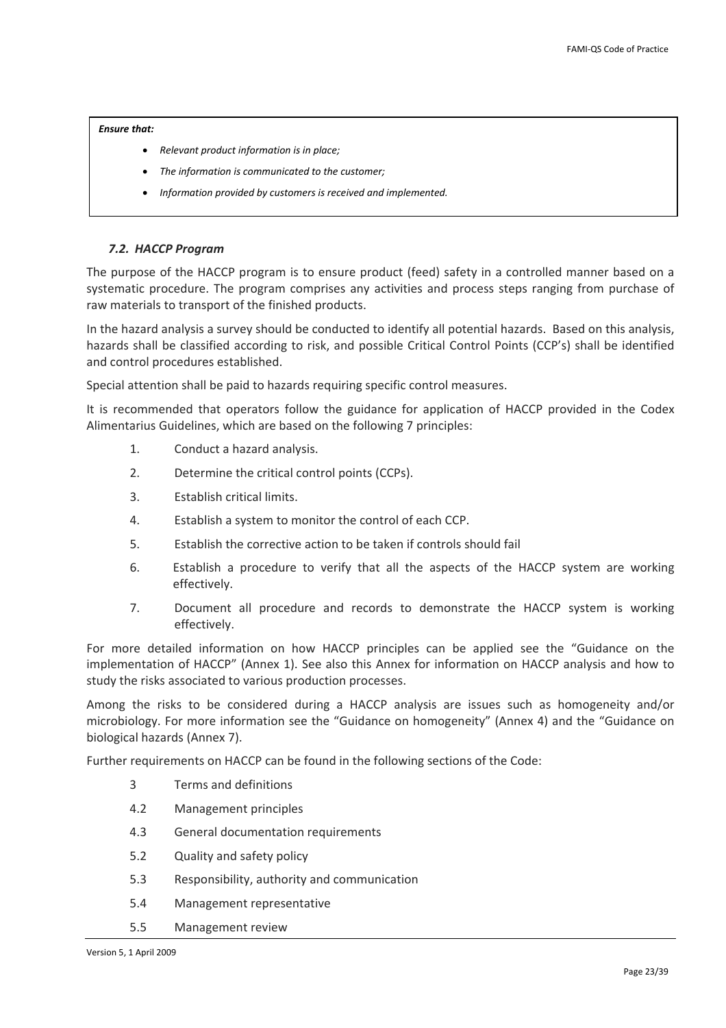> ***Ensure that:***
>
> - *Relevant product information is in place;*
> - *The information is communicated to the customer;*
> - *Information provided by customers is received and implemented.*

### *7.2. HACCP Program*

The purpose of the HACCP program is to ensure product (feed) safety in a controlled manner based on a systematic procedure. The program comprises any activities and process steps ranging from purchase of raw materials to transport of the finished products.

In the hazard analysis a survey should be conducted to identify all potential hazards. Based on this analysis, hazards shall be classified according to risk, and possible Critical Control Points (CCP's) shall be identified and control procedures established.

Special attention shall be paid to hazards requiring specific control measures.

It is recommended that operators follow the guidance for application of HACCP provided in the Codex Alimentarius Guidelines, which are based on the following 7 principles:

1. Conduct a hazard analysis.
2. Determine the critical control points (CCPs).
3. Establish critical limits.
4. Establish a system to monitor the control of each CCP.
5. Establish the corrective action to be taken if controls should fail
6. Establish a procedure to verify that all the aspects of the HACCP system are working effectively.
7. Document all procedure and records to demonstrate the HACCP system is working effectively.

For more detailed information on how HACCP principles can be applied see the "Guidance on the implementation of HACCP" (Annex 1). See also this Annex for information on HACCP analysis and how to study the risks associated to various production processes.

Among the risks to be considered during a HACCP analysis are issues such as homogeneity and/or microbiology. For more information see the "Guidance on homogeneity" (Annex 4) and the "Guidance on biological hazards (Annex 7).

Further requirements on HACCP can be found in the following sections of the Code:

- 3 Terms and definitions
- 4.2 Management principles
- 4.3 General documentation requirements
- 5.2 Quality and safety policy
- 5.3 Responsibility, authority and communication
- 5.4 Management representative
- 5.5 Management review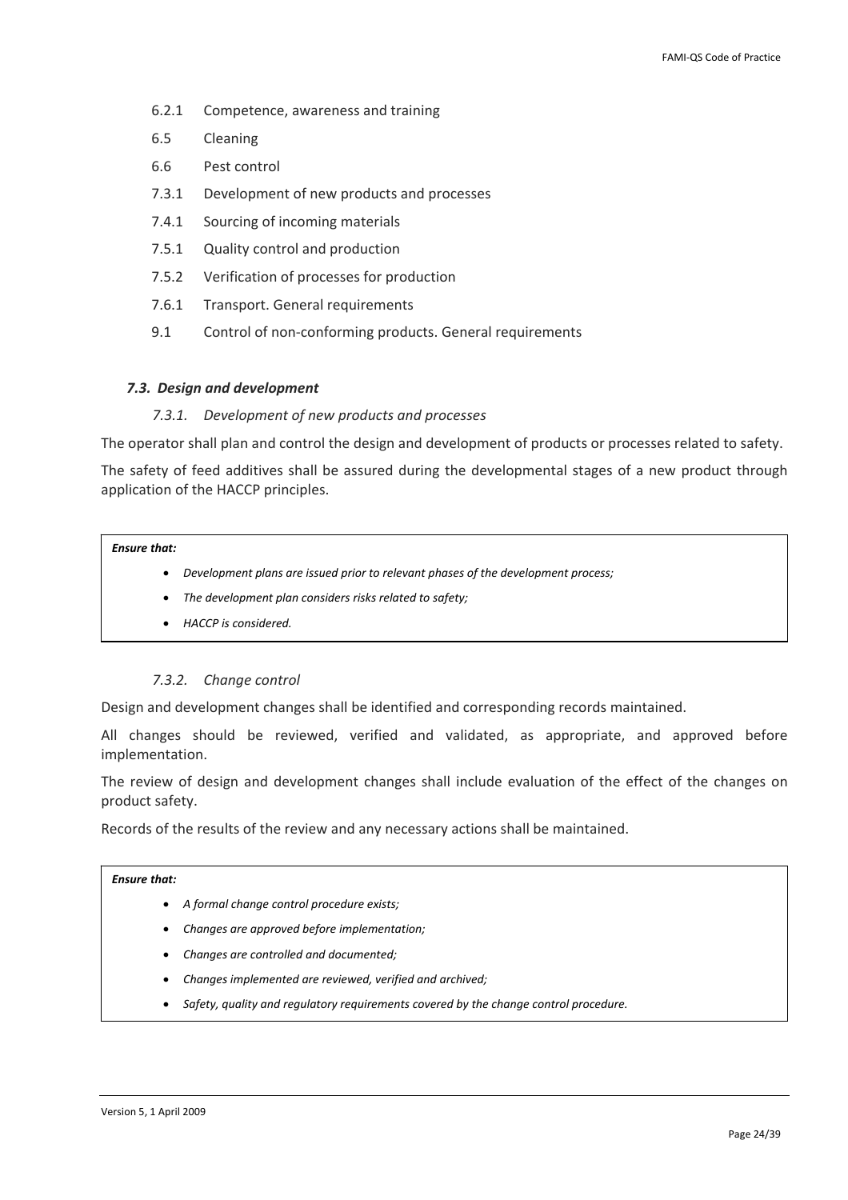6.2.1 Competence, awareness and training

6.5 Cleaning

6.6 Pest control

7.3.1 Development of new products and processes

7.4.1 Sourcing of incoming materials

7.5.1 Quality control and production

7.5.2 Verification of processes for production

7.6.1 Transport. General requirements

9.1 Control of non-conforming products. General requirements

### *7.3. Design and development*

#### *7.3.1. Development of new products and processes*

The operator shall plan and control the design and development of products or processes related to safety.

The safety of feed additives shall be assured during the developmental stages of a new product through application of the HACCP principles.

> ***Ensure that:***
>
> - *Development plans are issued prior to relevant phases of the development process;*
> - *The development plan considers risks related to safety;*
> - *HACCP is considered.*

#### *7.3.2. Change control*

Design and development changes shall be identified and corresponding records maintained.

All changes should be reviewed, verified and validated, as appropriate, and approved before implementation.

The review of design and development changes shall include evaluation of the effect of the changes on product safety.

Records of the results of the review and any necessary actions shall be maintained.

> ***Ensure that:***
>
> - *A formal change control procedure exists;*
> - *Changes are approved before implementation;*
> - *Changes are controlled and documented;*
> - *Changes implemented are reviewed, verified and archived;*
> - *Safety, quality and regulatory requirements covered by the change control procedure.*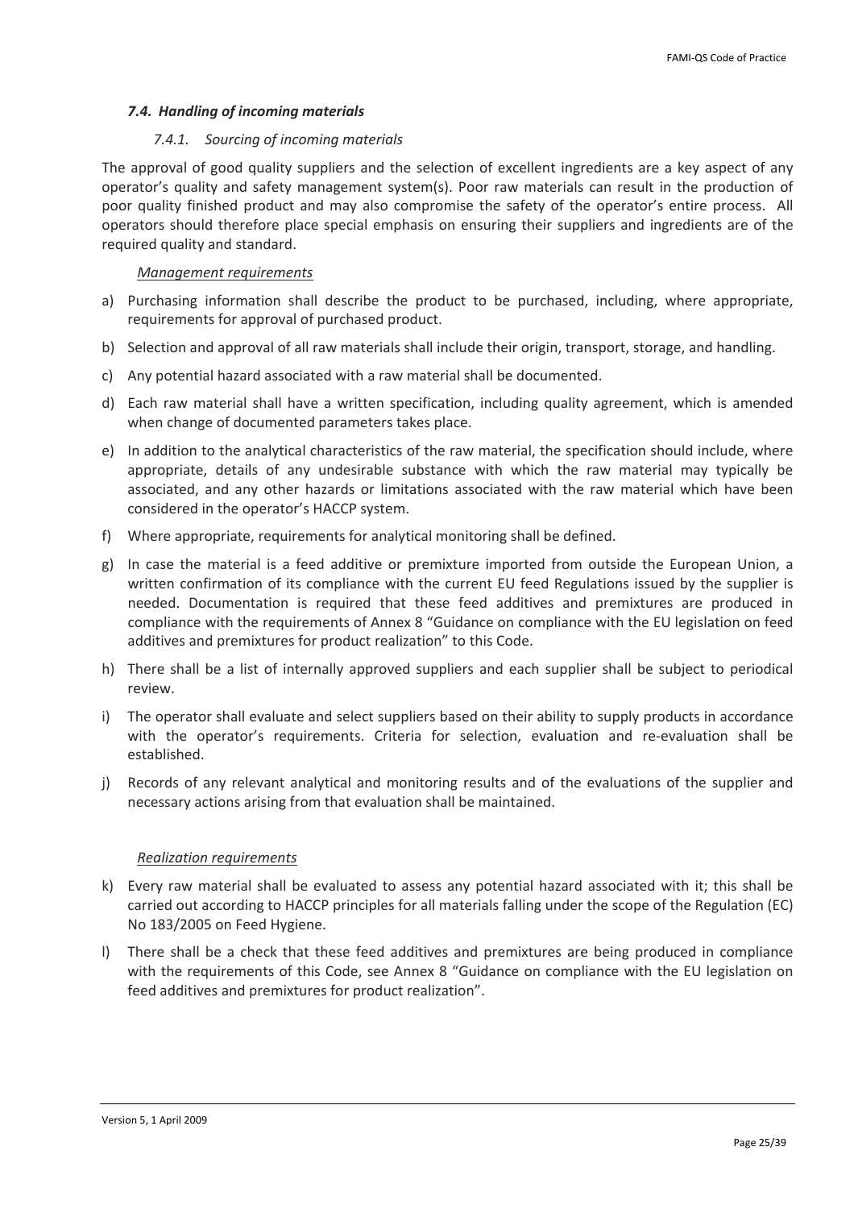### *7.4. Handling of incoming materials*

#### *7.4.1. Sourcing of incoming materials*

The approval of good quality suppliers and the selection of excellent ingredients are a key aspect of any operator's quality and safety management system(s). Poor raw materials can result in the production of poor quality finished product and may also compromise the safety of the operator's entire process. All operators should therefore place special emphasis on ensuring their suppliers and ingredients are of the required quality and standard.

*Management requirements*

a) Purchasing information shall describe the product to be purchased, including, where appropriate, requirements for approval of purchased product.

b) Selection and approval of all raw materials shall include their origin, transport, storage, and handling.

c) Any potential hazard associated with a raw material shall be documented.

d) Each raw material shall have a written specification, including quality agreement, which is amended when change of documented parameters takes place.

e) In addition to the analytical characteristics of the raw material, the specification should include, where appropriate, details of any undesirable substance with which the raw material may typically be associated, and any other hazards or limitations associated with the raw material which have been considered in the operator's HACCP system.

f) Where appropriate, requirements for analytical monitoring shall be defined.

g) In case the material is a feed additive or premixture imported from outside the European Union, a written confirmation of its compliance with the current EU feed Regulations issued by the supplier is needed. Documentation is required that these feed additives and premixtures are produced in compliance with the requirements of Annex 8 "Guidance on compliance with the EU legislation on feed additives and premixtures for product realization" to this Code.

h) There shall be a list of internally approved suppliers and each supplier shall be subject to periodical review.

i) The operator shall evaluate and select suppliers based on their ability to supply products in accordance with the operator's requirements. Criteria for selection, evaluation and re-evaluation shall be established.

j) Records of any relevant analytical and monitoring results and of the evaluations of the supplier and necessary actions arising from that evaluation shall be maintained.

*Realization requirements*

k) Every raw material shall be evaluated to assess any potential hazard associated with it; this shall be carried out according to HACCP principles for all materials falling under the scope of the Regulation (EC) No 183/2005 on Feed Hygiene.

l) There shall be a check that these feed additives and premixtures are being produced in compliance with the requirements of this Code, see Annex 8 "Guidance on compliance with the EU legislation on feed additives and premixtures for product realization".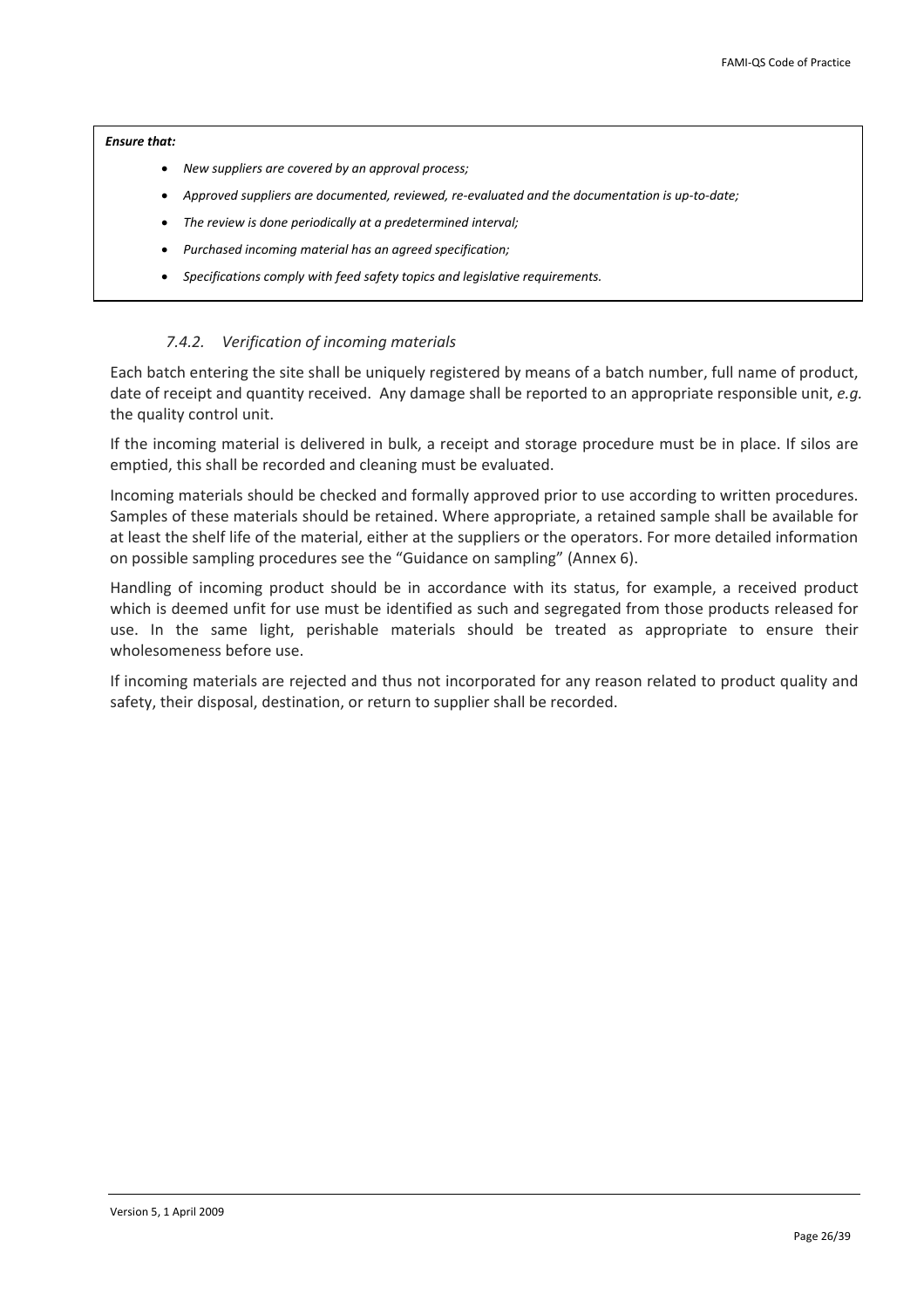***Ensure that:***

- *New suppliers are covered by an approval process;*
- *Approved suppliers are documented, reviewed, re-evaluated and the documentation is up-to-date;*
- *The review is done periodically at a predetermined interval;*
- *Purchased incoming material has an agreed specification;*
- *Specifications comply with feed safety topics and legislative requirements.*

### *7.4.2. Verification of incoming materials*

Each batch entering the site shall be uniquely registered by means of a batch number, full name of product, date of receipt and quantity received. Any damage shall be reported to an appropriate responsible unit, *e.g.* the quality control unit.

If the incoming material is delivered in bulk, a receipt and storage procedure must be in place. If silos are emptied, this shall be recorded and cleaning must be evaluated.

Incoming materials should be checked and formally approved prior to use according to written procedures. Samples of these materials should be retained. Where appropriate, a retained sample shall be available for at least the shelf life of the material, either at the suppliers or the operators. For more detailed information on possible sampling procedures see the "Guidance on sampling" (Annex 6).

Handling of incoming product should be in accordance with its status, for example, a received product which is deemed unfit for use must be identified as such and segregated from those products released for use. In the same light, perishable materials should be treated as appropriate to ensure their wholesomeness before use.

If incoming materials are rejected and thus not incorporated for any reason related to product quality and safety, their disposal, destination, or return to supplier shall be recorded.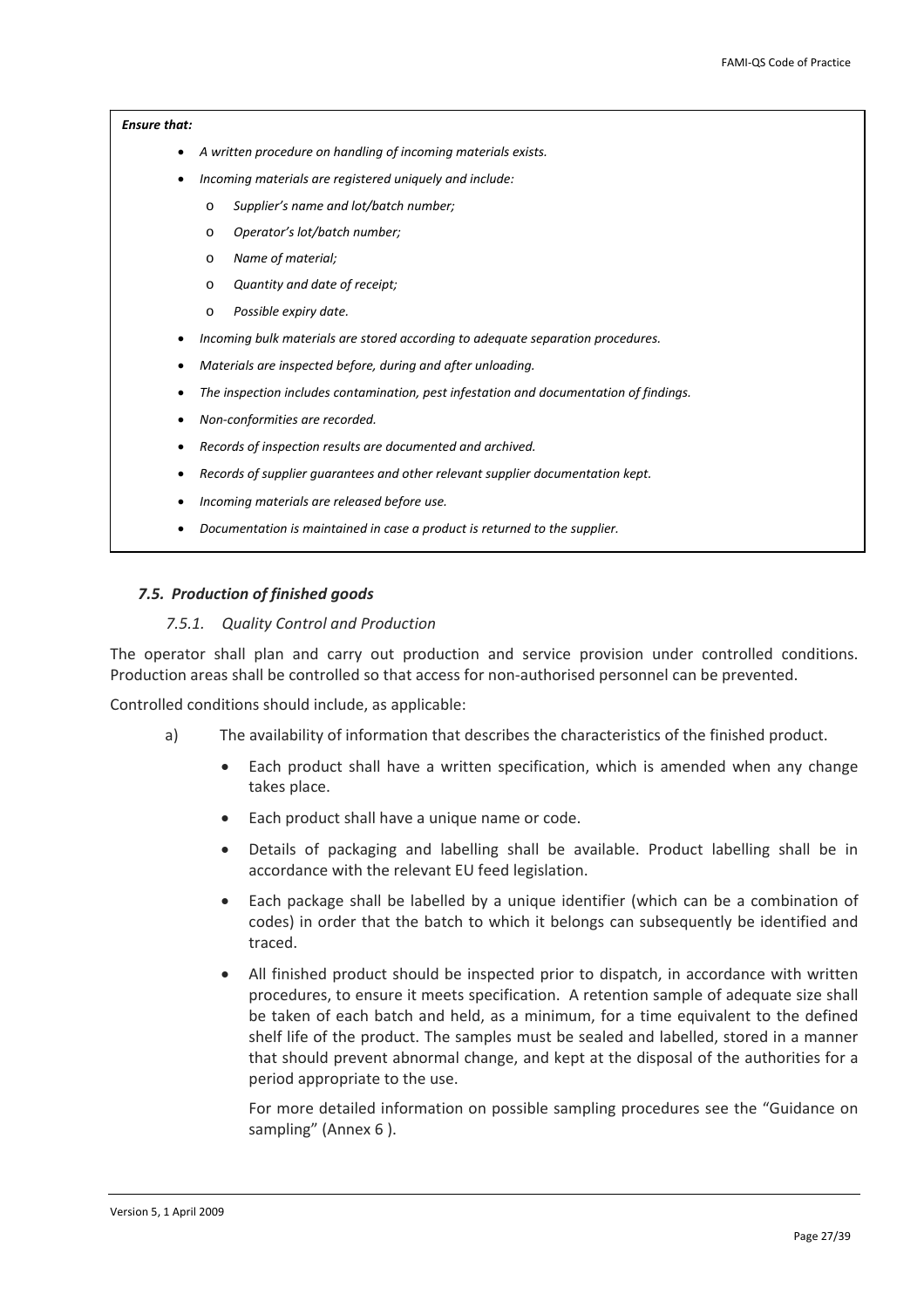***Ensure that:***

- *A written procedure on handling of incoming materials exists.*
- *Incoming materials are registered uniquely and include:*
  - *Supplier's name and lot/batch number;*
  - *Operator's lot/batch number;*
  - *Name of material;*
  - *Quantity and date of receipt;*
  - *Possible expiry date.*
- *Incoming bulk materials are stored according to adequate separation procedures.*
- *Materials are inspected before, during and after unloading.*
- *The inspection includes contamination, pest infestation and documentation of findings.*
- *Non-conformities are recorded.*
- *Records of inspection results are documented and archived.*
- *Records of supplier guarantees and other relevant supplier documentation kept.*
- *Incoming materials are released before use.*
- *Documentation is maintained in case a product is returned to the supplier.*

### *7.5. Production of finished goods*

#### *7.5.1. Quality Control and Production*

The operator shall plan and carry out production and service provision under controlled conditions. Production areas shall be controlled so that access for non-authorised personnel can be prevented.

Controlled conditions should include, as applicable:

a) The availability of information that describes the characteristics of the finished product.

- Each product shall have a written specification, which is amended when any change takes place.
- Each product shall have a unique name or code.
- Details of packaging and labelling shall be available. Product labelling shall be in accordance with the relevant EU feed legislation.
- Each package shall be labelled by a unique identifier (which can be a combination of codes) in order that the batch to which it belongs can subsequently be identified and traced.
- All finished product should be inspected prior to dispatch, in accordance with written procedures, to ensure it meets specification. A retention sample of adequate size shall be taken of each batch and held, as a minimum, for a time equivalent to the defined shelf life of the product. The samples must be sealed and labelled, stored in a manner that should prevent abnormal change, and kept at the disposal of the authorities for a period appropriate to the use.

  For more detailed information on possible sampling procedures see the "Guidance on sampling" (Annex 6 ).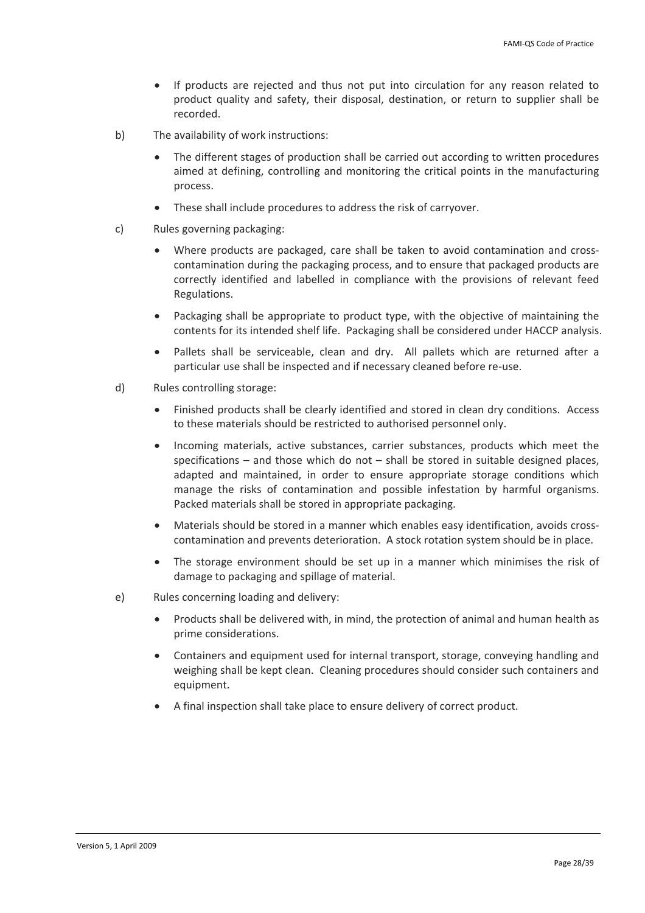- If products are rejected and thus not put into circulation for any reason related to product quality and safety, their disposal, destination, or return to supplier shall be recorded.

b) The availability of work instructions:

- The different stages of production shall be carried out according to written procedures aimed at defining, controlling and monitoring the critical points in the manufacturing process.
- These shall include procedures to address the risk of carryover.

c) Rules governing packaging:

- Where products are packaged, care shall be taken to avoid contamination and cross-contamination during the packaging process, and to ensure that packaged products are correctly identified and labelled in compliance with the provisions of relevant feed Regulations.
- Packaging shall be appropriate to product type, with the objective of maintaining the contents for its intended shelf life. Packaging shall be considered under HACCP analysis.
- Pallets shall be serviceable, clean and dry. All pallets which are returned after a particular use shall be inspected and if necessary cleaned before re-use.

d) Rules controlling storage:

- Finished products shall be clearly identified and stored in clean dry conditions. Access to these materials should be restricted to authorised personnel only.
- Incoming materials, active substances, carrier substances, products which meet the specifications – and those which do not – shall be stored in suitable designed places, adapted and maintained, in order to ensure appropriate storage conditions which manage the risks of contamination and possible infestation by harmful organisms. Packed materials shall be stored in appropriate packaging.
- Materials should be stored in a manner which enables easy identification, avoids cross-contamination and prevents deterioration. A stock rotation system should be in place.
- The storage environment should be set up in a manner which minimises the risk of damage to packaging and spillage of material.

e) Rules concerning loading and delivery:

- Products shall be delivered with, in mind, the protection of animal and human health as prime considerations.
- Containers and equipment used for internal transport, storage, conveying handling and weighing shall be kept clean. Cleaning procedures should consider such containers and equipment.
- A final inspection shall take place to ensure delivery of correct product.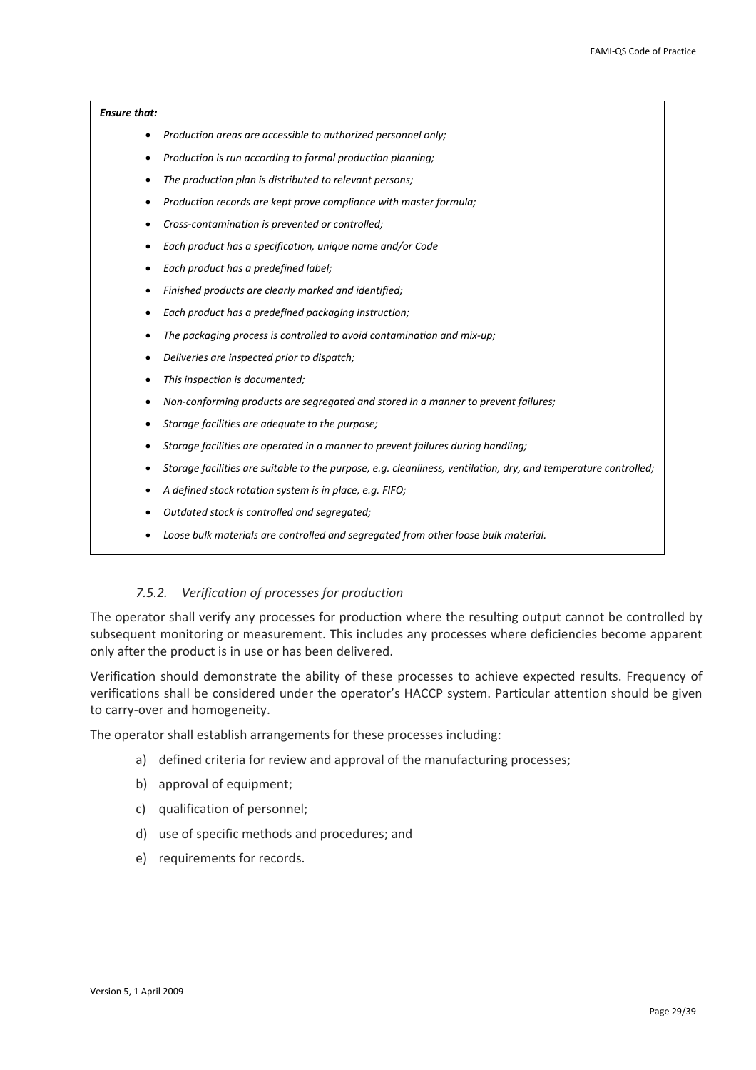***Ensure that:***

- *Production areas are accessible to authorized personnel only;*
- *Production is run according to formal production planning;*
- *The production plan is distributed to relevant persons;*
- *Production records are kept prove compliance with master formula;*
- *Cross-contamination is prevented or controlled;*
- *Each product has a specification, unique name and/or Code*
- *Each product has a predefined label;*
- *Finished products are clearly marked and identified;*
- *Each product has a predefined packaging instruction;*
- *The packaging process is controlled to avoid contamination and mix-up;*
- *Deliveries are inspected prior to dispatch;*
- *This inspection is documented;*
- *Non-conforming products are segregated and stored in a manner to prevent failures;*
- *Storage facilities are adequate to the purpose;*
- *Storage facilities are operated in a manner to prevent failures during handling;*
- *Storage facilities are suitable to the purpose, e.g. cleanliness, ventilation, dry, and temperature controlled;*
- *A defined stock rotation system is in place, e.g. FIFO;*
- *Outdated stock is controlled and segregated;*
- *Loose bulk materials are controlled and segregated from other loose bulk material.*

### *7.5.2. Verification of processes for production*

The operator shall verify any processes for production where the resulting output cannot be controlled by subsequent monitoring or measurement. This includes any processes where deficiencies become apparent only after the product is in use or has been delivered.

Verification should demonstrate the ability of these processes to achieve expected results. Frequency of verifications shall be considered under the operator's HACCP system. Particular attention should be given to carry-over and homogeneity.

The operator shall establish arrangements for these processes including:

a) defined criteria for review and approval of the manufacturing processes;
b) approval of equipment;
c) qualification of personnel;
d) use of specific methods and procedures; and
e) requirements for records.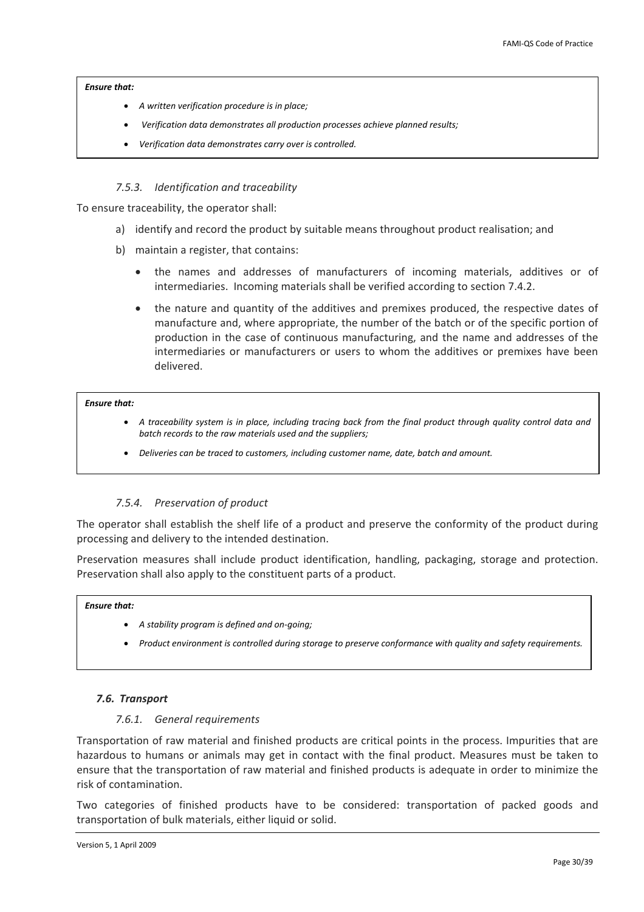***Ensure that:***

- *A written verification procedure is in place;*
- *Verification data demonstrates all production processes achieve planned results;*
- *Verification data demonstrates carry over is controlled.*

#### *7.5.3. Identification and traceability*

To ensure traceability, the operator shall:

a) identify and record the product by suitable means throughout product realisation; and

b) maintain a register, that contains:

- the names and addresses of manufacturers of incoming materials, additives or of intermediaries. Incoming materials shall be verified according to section 7.4.2.
- the nature and quantity of the additives and premixes produced, the respective dates of manufacture and, where appropriate, the number of the batch or of the specific portion of production in the case of continuous manufacturing, and the name and addresses of the intermediaries or manufacturers or users to whom the additives or premixes have been delivered.

***Ensure that:***

- *A traceability system is in place, including tracing back from the final product through quality control data and batch records to the raw materials used and the suppliers;*
- *Deliveries can be traced to customers, including customer name, date, batch and amount.*

#### *7.5.4. Preservation of product*

The operator shall establish the shelf life of a product and preserve the conformity of the product during processing and delivery to the intended destination.

Preservation measures shall include product identification, handling, packaging, storage and protection. Preservation shall also apply to the constituent parts of a product.

***Ensure that:***

- *A stability program is defined and on-going;*
- *Product environment is controlled during storage to preserve conformance with quality and safety requirements.*

### *7.6. Transport*

#### *7.6.1. General requirements*

Transportation of raw material and finished products are critical points in the process. Impurities that are hazardous to humans or animals may get in contact with the final product. Measures must be taken to ensure that the transportation of raw material and finished products is adequate in order to minimize the risk of contamination.

Two categories of finished products have to be considered: transportation of packed goods and transportation of bulk materials, either liquid or solid.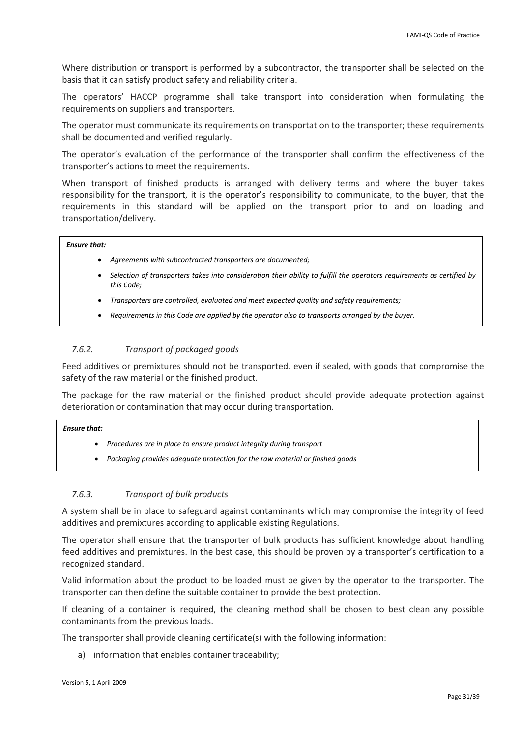Where distribution or transport is performed by a subcontractor, the transporter shall be selected on the basis that it can satisfy product safety and reliability criteria.

The operators' HACCP programme shall take transport into consideration when formulating the requirements on suppliers and transporters.

The operator must communicate its requirements on transportation to the transporter; these requirements shall be documented and verified regularly.

The operator's evaluation of the performance of the transporter shall confirm the effectiveness of the transporter's actions to meet the requirements.

When transport of finished products is arranged with delivery terms and where the buyer takes responsibility for the transport, it is the operator's responsibility to communicate, to the buyer, that the requirements in this standard will be applied on the transport prior to and on loading and transportation/delivery.

> ***Ensure that:***
>
> - *Agreements with subcontracted transporters are documented;*
> - *Selection of transporters takes into consideration their ability to fulfill the operators requirements as certified by this Code;*
> - *Transporters are controlled, evaluated and meet expected quality and safety requirements;*
> - *Requirements in this Code are applied by the operator also to transports arranged by the buyer.*

### *7.6.2. Transport of packaged goods*

Feed additives or premixtures should not be transported, even if sealed, with goods that compromise the safety of the raw material or the finished product.

The package for the raw material or the finished product should provide adequate protection against deterioration or contamination that may occur during transportation.

> ***Ensure that:***
>
> - *Procedures are in place to ensure product integrity during transport*
> - *Packaging provides adequate protection for the raw material or finshed goods*

### *7.6.3. Transport of bulk products*

A system shall be in place to safeguard against contaminants which may compromise the integrity of feed additives and premixtures according to applicable existing Regulations.

The operator shall ensure that the transporter of bulk products has sufficient knowledge about handling feed additives and premixtures. In the best case, this should be proven by a transporter's certification to a recognized standard.

Valid information about the product to be loaded must be given by the operator to the transporter. The transporter can then define the suitable container to provide the best protection.

If cleaning of a container is required, the cleaning method shall be chosen to best clean any possible contaminants from the previous loads.

The transporter shall provide cleaning certificate(s) with the following information:

a) information that enables container traceability;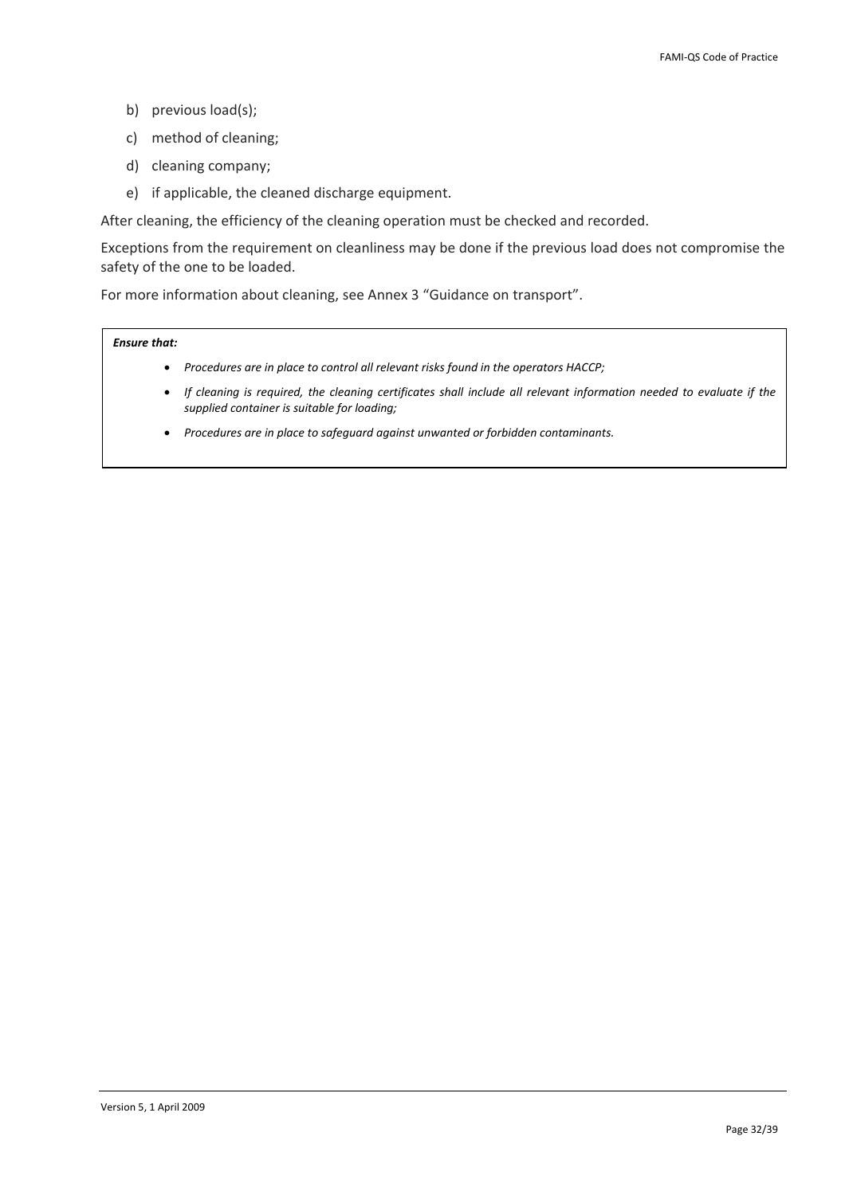b) previous load(s);

c) method of cleaning;

d) cleaning company;

e) if applicable, the cleaned discharge equipment.

After cleaning, the efficiency of the cleaning operation must be checked and recorded.

Exceptions from the requirement on cleanliness may be done if the previous load does not compromise the safety of the one to be loaded.

For more information about cleaning, see Annex 3 "Guidance on transport".

***Ensure that:***

- *Procedures are in place to control all relevant risks found in the operators HACCP;*
- *If cleaning is required, the cleaning certificates shall include all relevant information needed to evaluate if the supplied container is suitable for loading;*
- *Procedures are in place to safeguard against unwanted or forbidden contaminants.*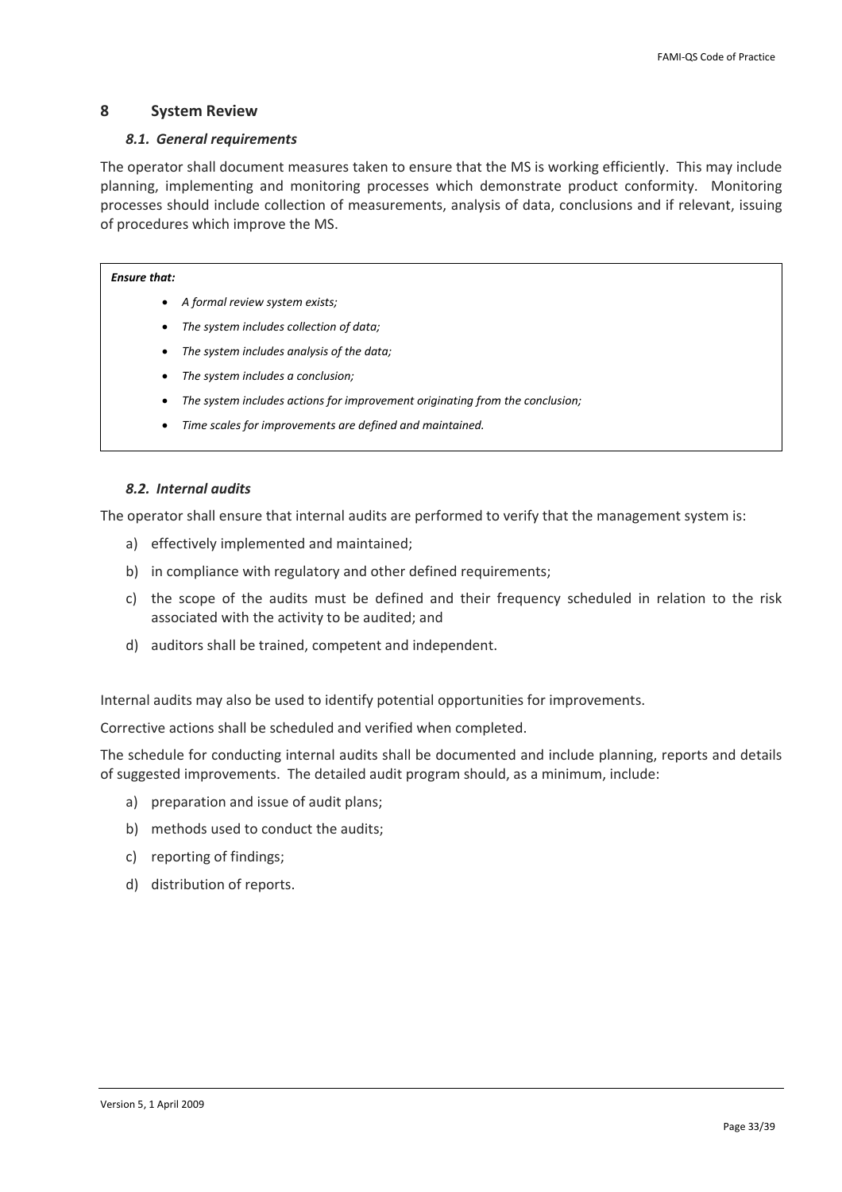# 8 System Review

### *8.1. General requirements*

The operator shall document measures taken to ensure that the MS is working efficiently. This may include planning, implementing and monitoring processes which demonstrate product conformity. Monitoring processes should include collection of measurements, analysis of data, conclusions and if relevant, issuing of procedures which improve the MS.

> ***Ensure that:***
>
> - *A formal review system exists;*
> - *The system includes collection of data;*
> - *The system includes analysis of the data;*
> - *The system includes a conclusion;*
> - *The system includes actions for improvement originating from the conclusion;*
> - *Time scales for improvements are defined and maintained.*

### *8.2. Internal audits*

The operator shall ensure that internal audits are performed to verify that the management system is:

a) effectively implemented and maintained;

b) in compliance with regulatory and other defined requirements;

c) the scope of the audits must be defined and their frequency scheduled in relation to the risk associated with the activity to be audited; and

d) auditors shall be trained, competent and independent.

Internal audits may also be used to identify potential opportunities for improvements.

Corrective actions shall be scheduled and verified when completed.

The schedule for conducting internal audits shall be documented and include planning, reports and details of suggested improvements. The detailed audit program should, as a minimum, include:

a) preparation and issue of audit plans;

b) methods used to conduct the audits;

c) reporting of findings;

d) distribution of reports.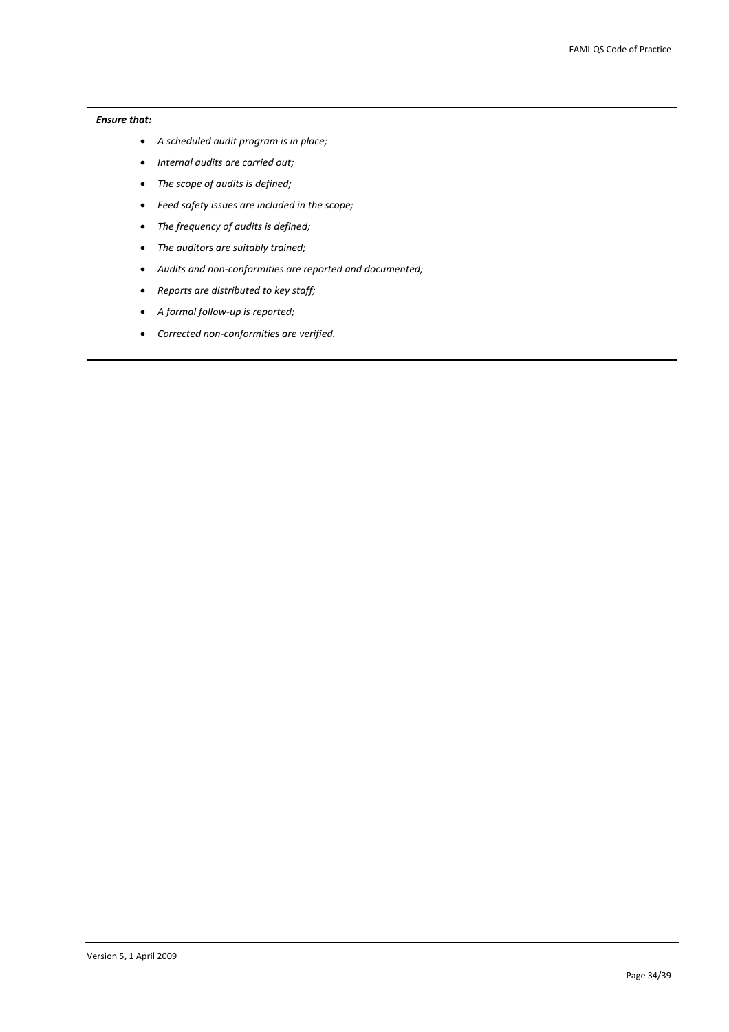***Ensure that:***

- *A scheduled audit program is in place;*
- *Internal audits are carried out;*
- *The scope of audits is defined;*
- *Feed safety issues are included in the scope;*
- *The frequency of audits is defined;*
- *The auditors are suitably trained;*
- *Audits and non-conformities are reported and documented;*
- *Reports are distributed to key staff;*
- *A formal follow-up is reported;*
- *Corrected non-conformities are verified.*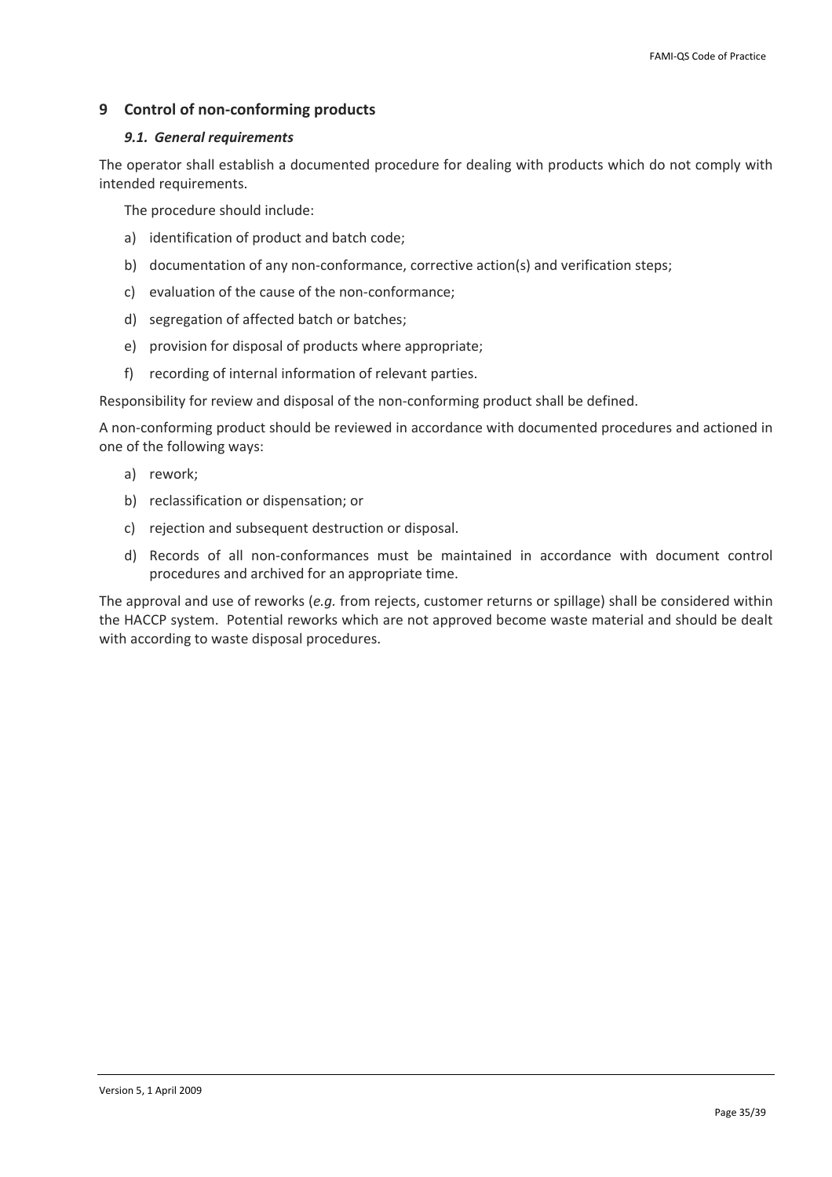## 9 Control of non-conforming products

### *9.1. General requirements*

The operator shall establish a documented procedure for dealing with products which do not comply with intended requirements.

The procedure should include:

a) identification of product and batch code;

b) documentation of any non-conformance, corrective action(s) and verification steps;

c) evaluation of the cause of the non-conformance;

d) segregation of affected batch or batches;

e) provision for disposal of products where appropriate;

f) recording of internal information of relevant parties.

Responsibility for review and disposal of the non-conforming product shall be defined.

A non-conforming product should be reviewed in accordance with documented procedures and actioned in one of the following ways:

a) rework;

b) reclassification or dispensation; or

c) rejection and subsequent destruction or disposal.

d) Records of all non-conformances must be maintained in accordance with document control procedures and archived for an appropriate time.

The approval and use of reworks (*e.g.* from rejects, customer returns or spillage) shall be considered within the HACCP system. Potential reworks which are not approved become waste material and should be dealt with according to waste disposal procedures.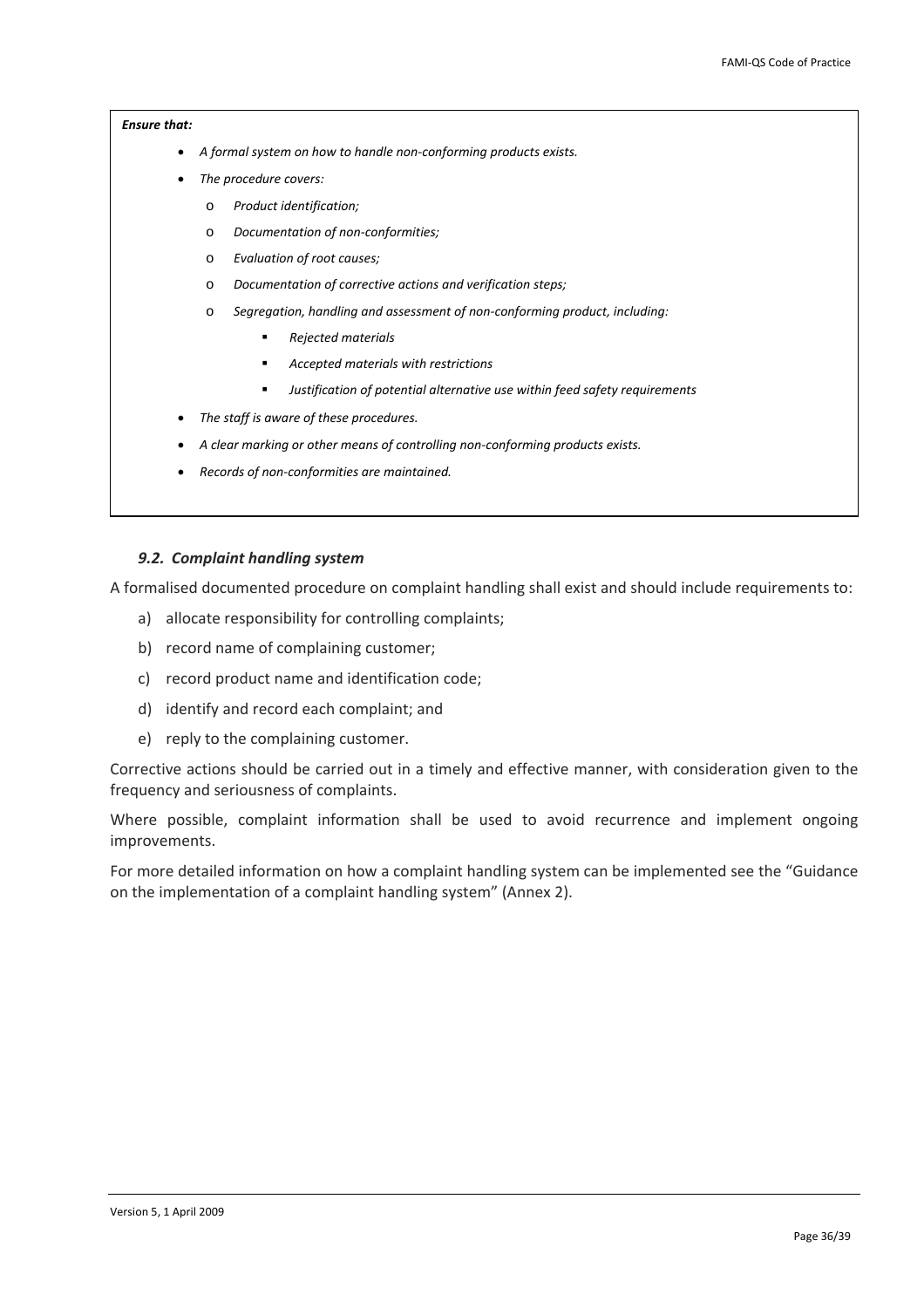***Ensure that:***

- *A formal system on how to handle non-conforming products exists.*
- *The procedure covers:*
  - *Product identification;*
  - *Documentation of non-conformities;*
  - *Evaluation of root causes;*
  - *Documentation of corrective actions and verification steps;*
  - *Segregation, handling and assessment of non-conforming product, including:*
    - *Rejected materials*
    - *Accepted materials with restrictions*
    - *Justification of potential alternative use within feed safety requirements*
- *The staff is aware of these procedures.*
- *A clear marking or other means of controlling non-conforming products exists.*
- *Records of non-conformities are maintained.*

### *9.2. Complaint handling system*

A formalised documented procedure on complaint handling shall exist and should include requirements to:

a) allocate responsibility for controlling complaints;

b) record name of complaining customer;

c) record product name and identification code;

d) identify and record each complaint; and

e) reply to the complaining customer.

Corrective actions should be carried out in a timely and effective manner, with consideration given to the frequency and seriousness of complaints.

Where possible, complaint information shall be used to avoid recurrence and implement ongoing improvements.

For more detailed information on how a complaint handling system can be implemented see the "Guidance on the implementation of a complaint handling system" (Annex 2).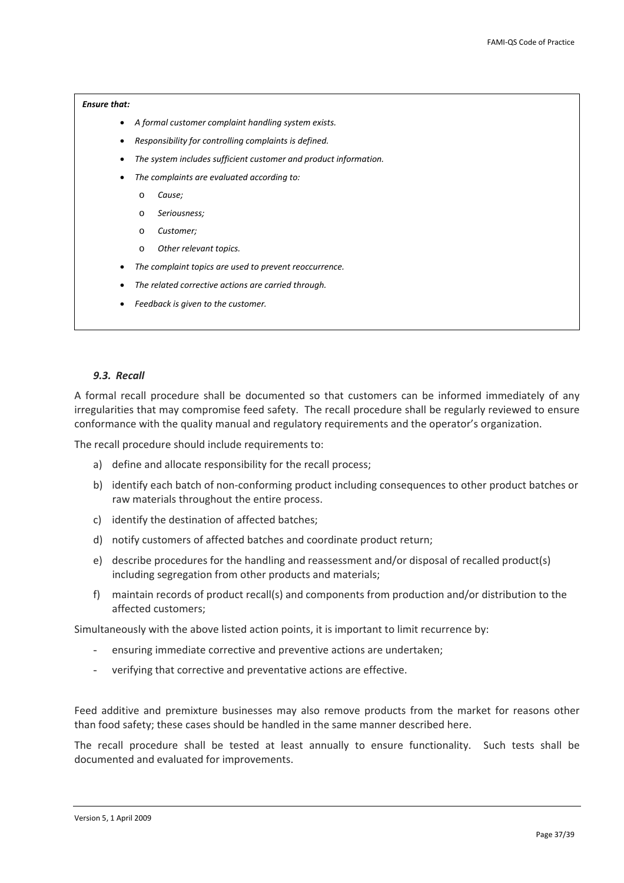***Ensure that:***

- *A formal customer complaint handling system exists.*
- *Responsibility for controlling complaints is defined.*
- *The system includes sufficient customer and product information.*
- *The complaints are evaluated according to:*
  - *Cause;*
  - *Seriousness;*
  - *Customer;*
  - *Other relevant topics.*
- *The complaint topics are used to prevent reoccurrence.*
- *The related corrective actions are carried through.*
- *Feedback is given to the customer.*

### *9.3. Recall*

A formal recall procedure shall be documented so that customers can be informed immediately of any irregularities that may compromise feed safety. The recall procedure shall be regularly reviewed to ensure conformance with the quality manual and regulatory requirements and the operator's organization.

The recall procedure should include requirements to:

a) define and allocate responsibility for the recall process;

b) identify each batch of non-conforming product including consequences to other product batches or raw materials throughout the entire process.

c) identify the destination of affected batches;

d) notify customers of affected batches and coordinate product return;

e) describe procedures for the handling and reassessment and/or disposal of recalled product(s) including segregation from other products and materials;

f) maintain records of product recall(s) and components from production and/or distribution to the affected customers;

Simultaneously with the above listed action points, it is important to limit recurrence by:

- ensuring immediate corrective and preventive actions are undertaken;
- verifying that corrective and preventative actions are effective.

Feed additive and premixture businesses may also remove products from the market for reasons other than food safety; these cases should be handled in the same manner described here.

The recall procedure shall be tested at least annually to ensure functionality. Such tests shall be documented and evaluated for improvements.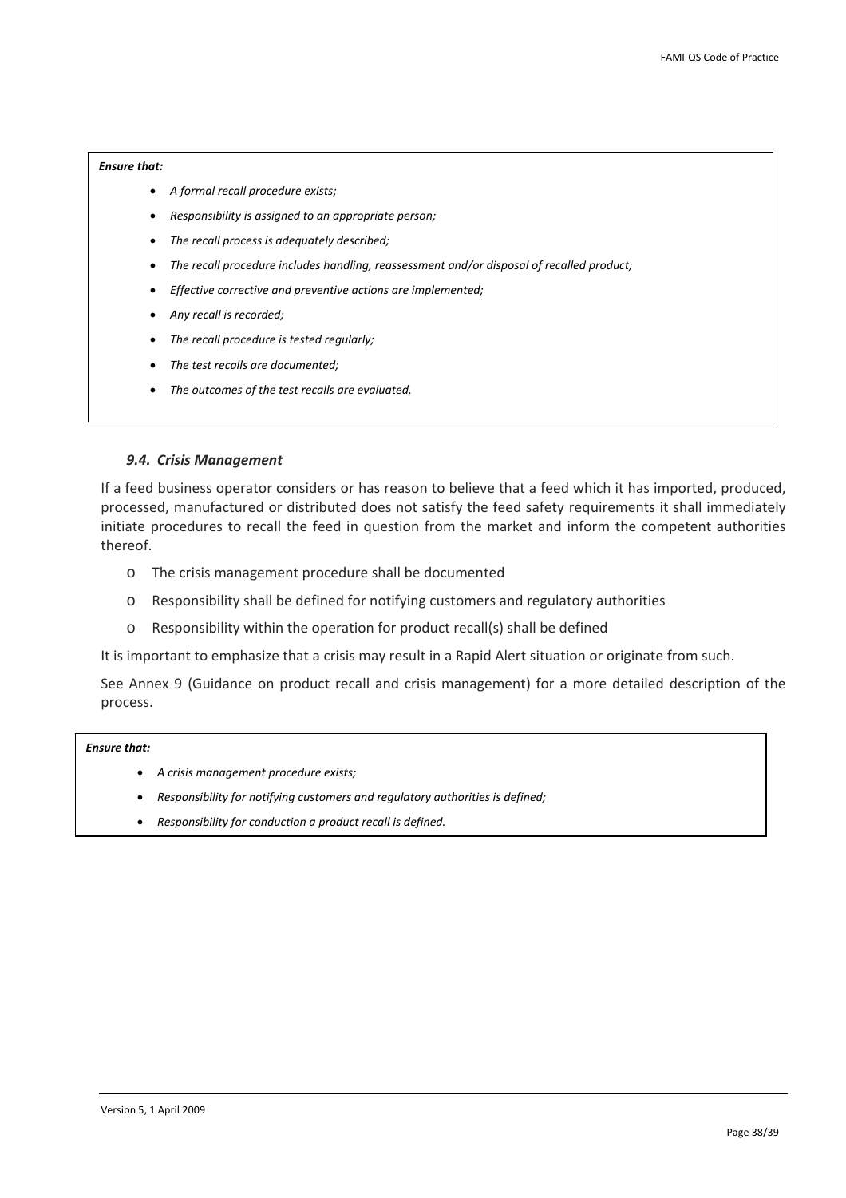***Ensure that:***

- *A formal recall procedure exists;*
- *Responsibility is assigned to an appropriate person;*
- *The recall process is adequately described;*
- *The recall procedure includes handling, reassessment and/or disposal of recalled product;*
- *Effective corrective and preventive actions are implemented;*
- *Any recall is recorded;*
- *The recall procedure is tested regularly;*
- *The test recalls are documented;*
- *The outcomes of the test recalls are evaluated.*

### *9.4. Crisis Management*

If a feed business operator considers or has reason to believe that a feed which it has imported, produced, processed, manufactured or distributed does not satisfy the feed safety requirements it shall immediately initiate procedures to recall the feed in question from the market and inform the competent authorities thereof.

- The crisis management procedure shall be documented
- Responsibility shall be defined for notifying customers and regulatory authorities
- Responsibility within the operation for product recall(s) shall be defined

It is important to emphasize that a crisis may result in a Rapid Alert situation or originate from such.

See Annex 9 (Guidance on product recall and crisis management) for a more detailed description of the process.

***Ensure that:***

- *A crisis management procedure exists;*
- *Responsibility for notifying customers and regulatory authorities is defined;*
- *Responsibility for conduction a product recall is defined.*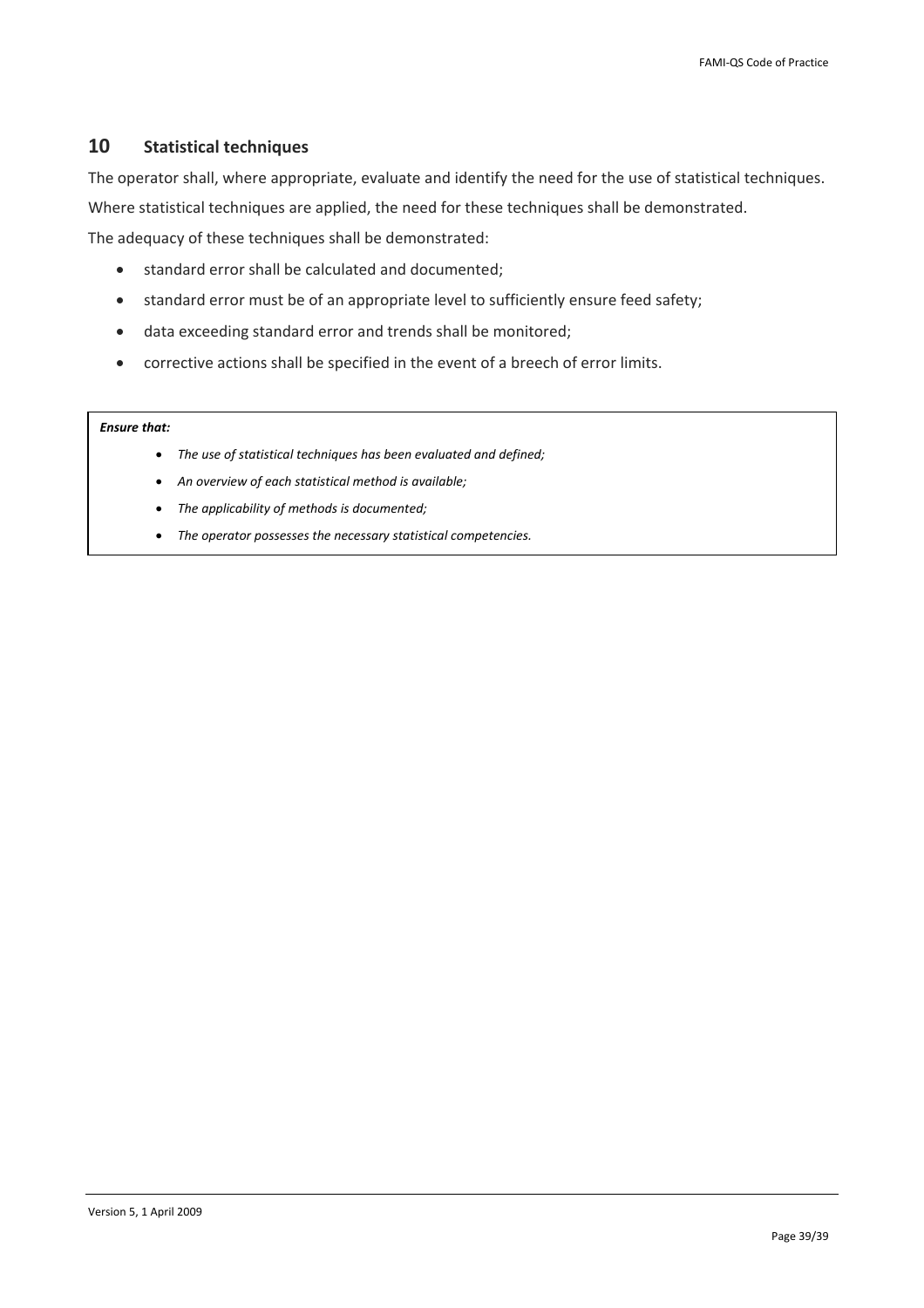## 10 Statistical techniques

The operator shall, where appropriate, evaluate and identify the need for the use of statistical techniques.

Where statistical techniques are applied, the need for these techniques shall be demonstrated.

The adequacy of these techniques shall be demonstrated:

- standard error shall be calculated and documented;
- standard error must be of an appropriate level to sufficiently ensure feed safety;
- data exceeding standard error and trends shall be monitored;
- corrective actions shall be specified in the event of a breech of error limits.

***Ensure that:***

- *The use of statistical techniques has been evaluated and defined;*
- *An overview of each statistical method is available;*
- *The applicability of methods is documented;*
- *The operator possesses the necessary statistical competencies.*